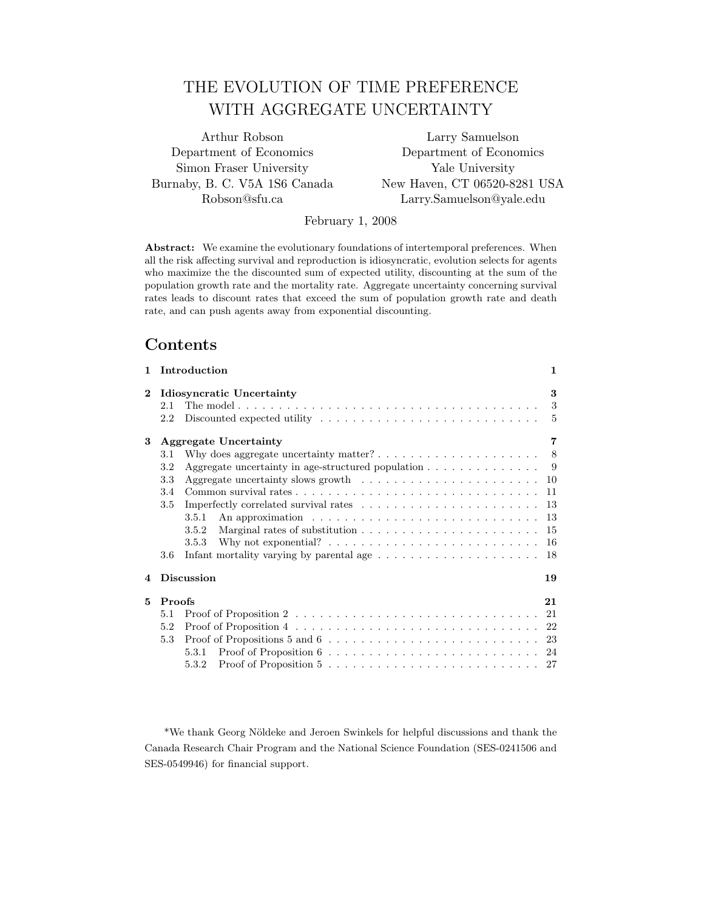# THE EVOLUTION OF TIME PREFERENCE WITH AGGREGATE UNCERTAINTY

Arthur Robson
Department of Economics
Simon Fraser University
Burnaby, B. C. V5A 1S6 Canada
Robson@sfu.ca

Larry Samuelson
Department of Economics
Yale University
New Haven, CT 06520-8281 USA
Larry.Samuelson@yale.edu

February 1, 2008

**Abstract:** We examine the evolutionary foundations of intertemporal preferences. When all the risk affecting survival and reproduction is idiosyncratic, evolution selects for agents who maximize the the discounted sum of expected utility, discounting at the sum of the population growth rate and the mortality rate. Aggregate uncertainty concerning survival rates leads to discount rates that exceed the sum of population growth rate and death rate, and can push agents away from exponential discounting.

## Contents

- 1 Introduction — 1
- 2 Idiosyncratic Uncertainty — 3
  - 2.1 The model — 3
  - 2.2 Discounted expected utility — 5
- 3 Aggregate Uncertainty — 7
  - 3.1 Why does aggregate uncertainty matter? — 8
  - 3.2 Aggregate uncertainty in age-structured population — 9
  - 3.3 Aggregate uncertainty slows growth — 10
  - 3.4 Common survival rates — 11
  - 3.5 Imperfectly correlated survival rates — 13
    - 3.5.1 An approximation — 13
    - 3.5.2 Marginal rates of substitution — 15
    - 3.5.3 Why not exponential? — 16
  - 3.6 Infant mortality varying by parental age — 18
- 4 Discussion — 19
- 5 Proofs — 21
  - 5.1 Proof of Proposition 2 — 21
  - 5.2 Proof of Proposition 4 — 22
  - 5.3 Proof of Propositions 5 and 6 — 23
    - 5.3.1 Proof of Proposition 6 — 24
    - 5.3.2 Proof of Proposition 5 — 27

*We thank Georg Nöldeke and Jeroen Swinkels for helpful discussions and thank the Canada Research Chair Program and the National Science Foundation (SES-0241506 and SES-0549946) for financial support.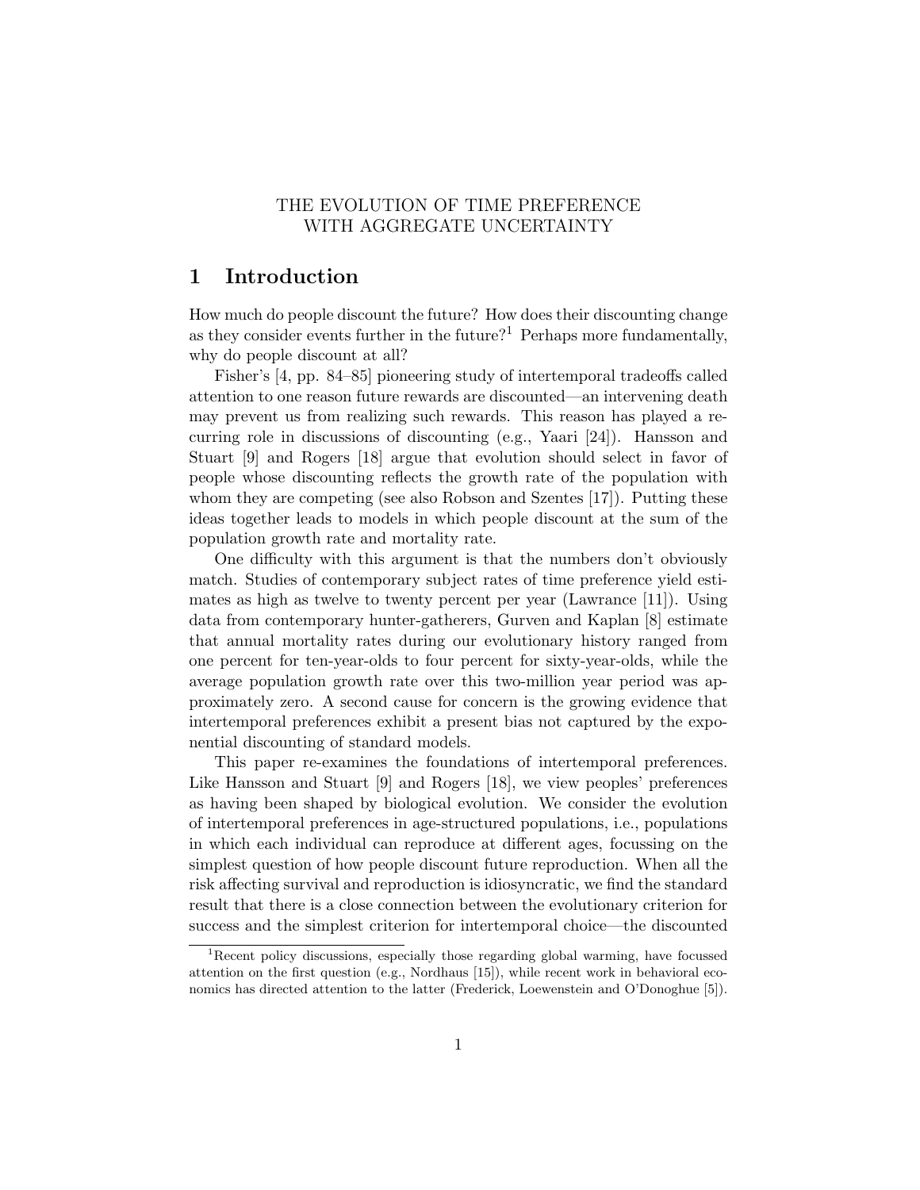THE EVOLUTION OF TIME PREFERENCE
WITH AGGREGATE UNCERTAINTY

# 1 Introduction

How much do people discount the future? How does their discounting change as they consider events further in the future?[1] Perhaps more fundamentally, why do people discount at all?

Fisher's [4, pp. 84–85] pioneering study of intertemporal tradeoffs called attention to one reason future rewards are discounted—an intervening death may prevent us from realizing such rewards. This reason has played a recurring role in discussions of discounting (e.g., Yaari [24]). Hansson and Stuart [9] and Rogers [18] argue that evolution should select in favor of people whose discounting reflects the growth rate of the population with whom they are competing (see also Robson and Szentes [17]). Putting these ideas together leads to models in which people discount at the sum of the population growth rate and mortality rate.

One difficulty with this argument is that the numbers don't obviously match. Studies of contemporary subject rates of time preference yield estimates as high as twelve to twenty percent per year (Lawrance [11]). Using data from contemporary hunter-gatherers, Gurven and Kaplan [8] estimate that annual mortality rates during our evolutionary history ranged from one percent for ten-year-olds to four percent for sixty-year-olds, while the average population growth rate over this two-million year period was approximately zero. A second cause for concern is the growing evidence that intertemporal preferences exhibit a present bias not captured by the exponential discounting of standard models.

This paper re-examines the foundations of intertemporal preferences. Like Hansson and Stuart [9] and Rogers [18], we view peoples' preferences as having been shaped by biological evolution. We consider the evolution of intertemporal preferences in age-structured populations, i.e., populations in which each individual can reproduce at different ages, focussing on the simplest question of how people discount future reproduction. When all the risk affecting survival and reproduction is idiosyncratic, we find the standard result that there is a close connection between the evolutionary criterion for success and the simplest criterion for intertemporal choice—the discounted

[1] Recent policy discussions, especially those regarding global warming, have focussed attention on the first question (e.g., Nordhaus [15]), while recent work in behavioral economics has directed attention to the latter (Frederick, Loewenstein and O'Donoghue [5]).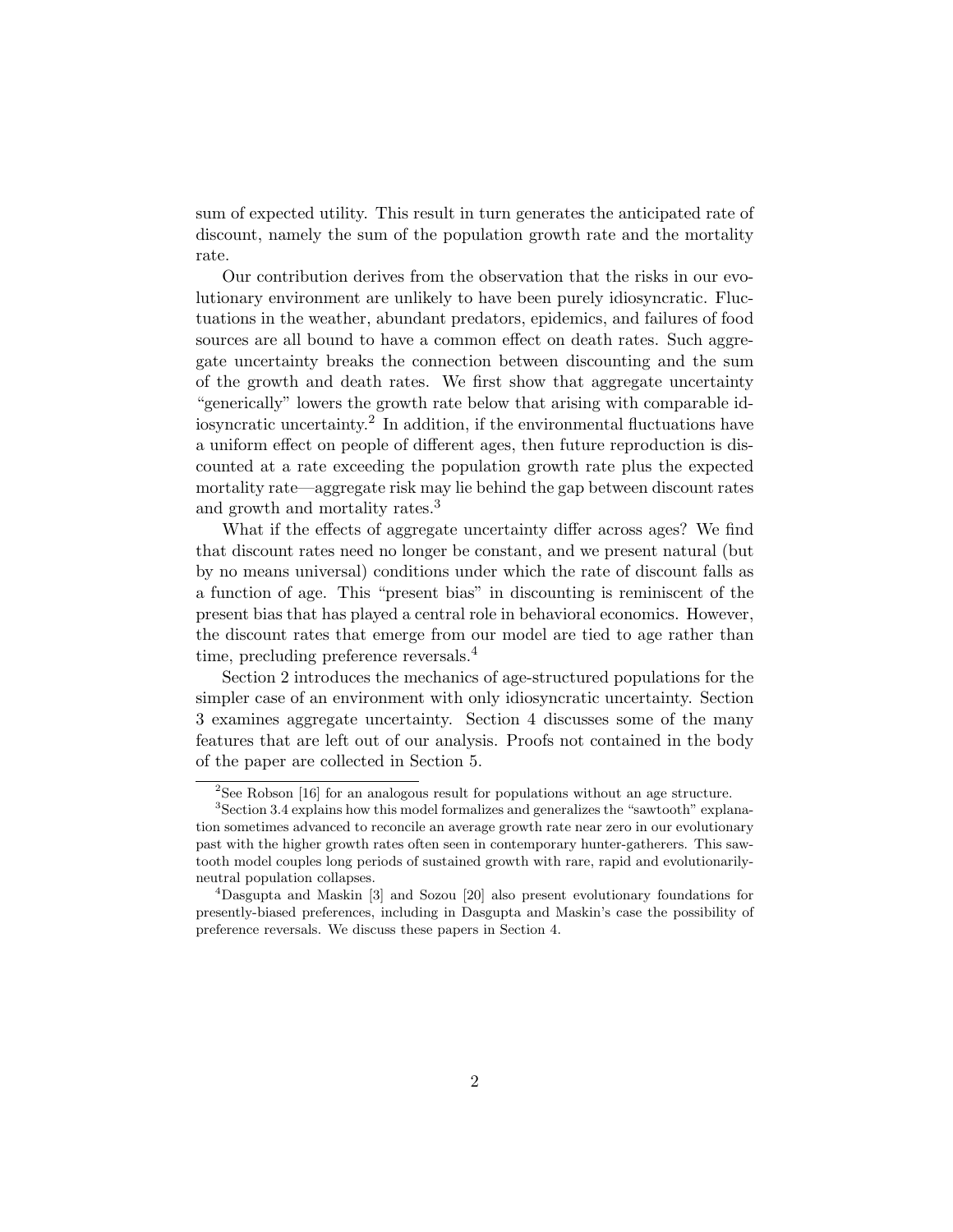sum of expected utility. This result in turn generates the anticipated rate of discount, namely the sum of the population growth rate and the mortality rate.

Our contribution derives from the observation that the risks in our evolutionary environment are unlikely to have been purely idiosyncratic. Fluctuations in the weather, abundant predators, epidemics, and failures of food sources are all bound to have a common effect on death rates. Such aggregate uncertainty breaks the connection between discounting and the sum of the growth and death rates. We first show that aggregate uncertainty "generically" lowers the growth rate below that arising with comparable idiosyncratic uncertainty.[2] In addition, if the environmental fluctuations have a uniform effect on people of different ages, then future reproduction is discounted at a rate exceeding the population growth rate plus the expected mortality rate—aggregate risk may lie behind the gap between discount rates and growth and mortality rates.[3]

What if the effects of aggregate uncertainty differ across ages? We find that discount rates need no longer be constant, and we present natural (but by no means universal) conditions under which the rate of discount falls as a function of age. This "present bias" in discounting is reminiscent of the present bias that has played a central role in behavioral economics. However, the discount rates that emerge from our model are tied to age rather than time, precluding preference reversals.[4]

Section 2 introduces the mechanics of age-structured populations for the simpler case of an environment with only idiosyncratic uncertainty. Section 3 examines aggregate uncertainty. Section 4 discusses some of the many features that are left out of our analysis. Proofs not contained in the body of the paper are collected in Section 5.

---

[2] See Robson [16] for an analogous result for populations without an age structure.

[3] Section 3.4 explains how this model formalizes and generalizes the "sawtooth" explanation sometimes advanced to reconcile an average growth rate near zero in our evolutionary past with the higher growth rates often seen in contemporary hunter-gatherers. This sawtooth model couples long periods of sustained growth with rare, rapid and evolutionarily-neutral population collapses.

[4] Dasgupta and Maskin [3] and Sozou [20] also present evolutionary foundations for presently-biased preferences, including in Dasgupta and Maskin's case the possibility of preference reversals. We discuss these papers in Section 4.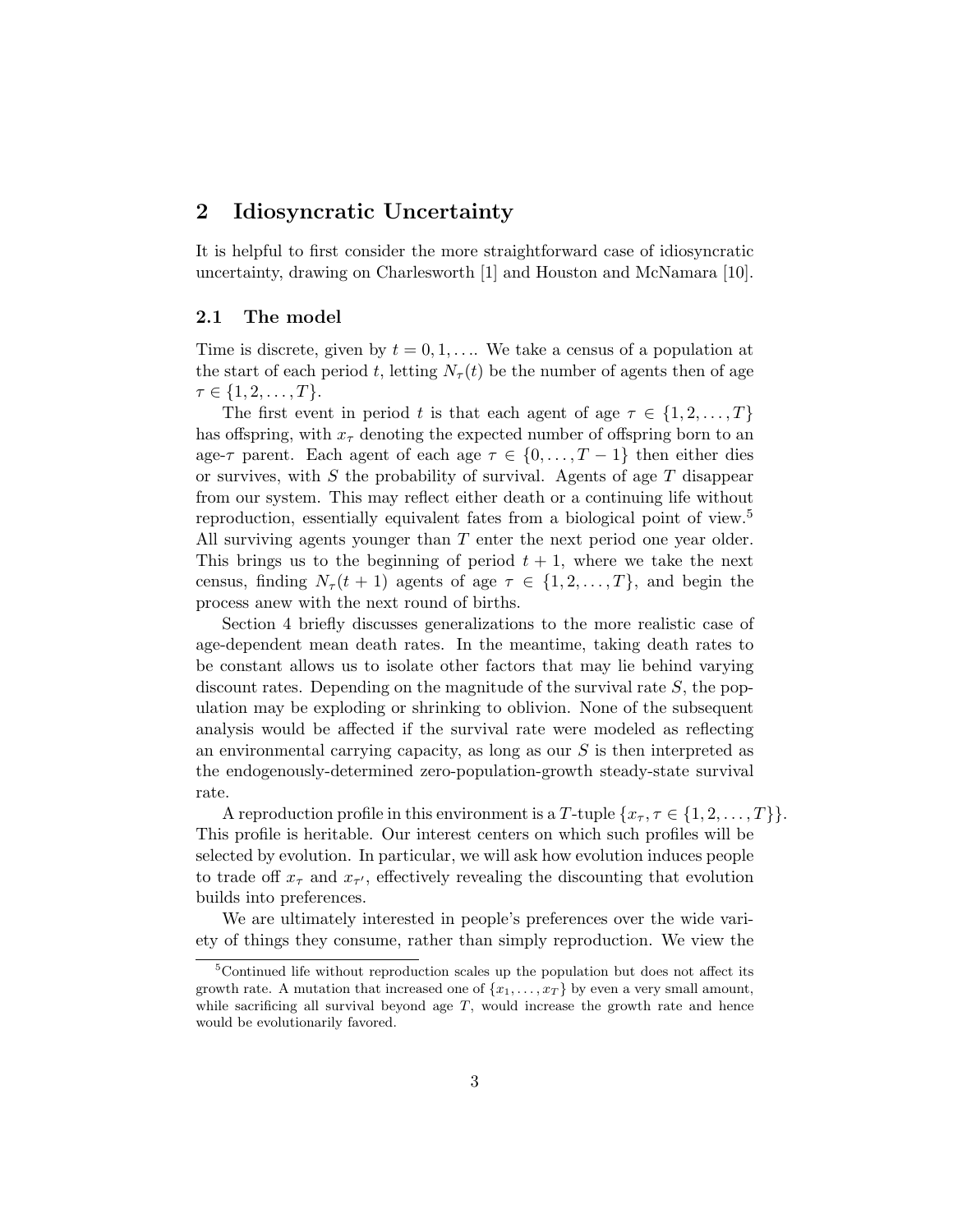## 2 Idiosyncratic Uncertainty

It is helpful to first consider the more straightforward case of idiosyncratic uncertainty, drawing on Charlesworth [1] and Houston and McNamara [10].

### 2.1 The model

Time is discrete, given by $t = 0, 1, \ldots$. We take a census of a population at the start of each period $t$, letting $N_\tau(t)$ be the number of agents then of age $\tau \in \{1, 2, \ldots, T\}$.

The first event in period $t$ is that each agent of age $\tau \in \{1, 2, \ldots, T\}$ has offspring, with $x_\tau$ denoting the expected number of offspring born to an age-$\tau$ parent. Each agent of each age $\tau \in \{0, \ldots, T-1\}$ then either dies or survives, with $S$ the probability of survival. Agents of age $T$ disappear from our system. This may reflect either death or a continuing life without reproduction, essentially equivalent fates from a biological point of view.[5] All surviving agents younger than $T$ enter the next period one year older. This brings us to the beginning of period $t+1$, where we take the next census, finding $N_\tau(t+1)$ agents of age $\tau \in \{1, 2, \ldots, T\}$, and begin the process anew with the next round of births.

Section 4 briefly discusses generalizations to the more realistic case of age-dependent mean death rates. In the meantime, taking death rates to be constant allows us to isolate other factors that may lie behind varying discount rates. Depending on the magnitude of the survival rate $S$, the population may be exploding or shrinking to oblivion. None of the subsequent analysis would be affected if the survival rate were modeled as reflecting an environmental carrying capacity, as long as our $S$ is then interpreted as the endogenously-determined zero-population-growth steady-state survival rate.

A reproduction profile in this environment is a $T$-tuple $\{x_\tau, \tau \in \{1, 2, \ldots, T\}\}$. This profile is heritable. Our interest centers on which such profiles will be selected by evolution. In particular, we will ask how evolution induces people to trade off $x_\tau$ and $x_{\tau'}$, effectively revealing the discounting that evolution builds into preferences.

We are ultimately interested in people's preferences over the wide variety of things they consume, rather than simply reproduction. We view the

[5] Continued life without reproduction scales up the population but does not affect its growth rate. A mutation that increased one of $\{x_1, \ldots, x_T\}$ by even a very small amount, while sacrificing all survival beyond age $T$, would increase the growth rate and hence would be evolutionarily favored.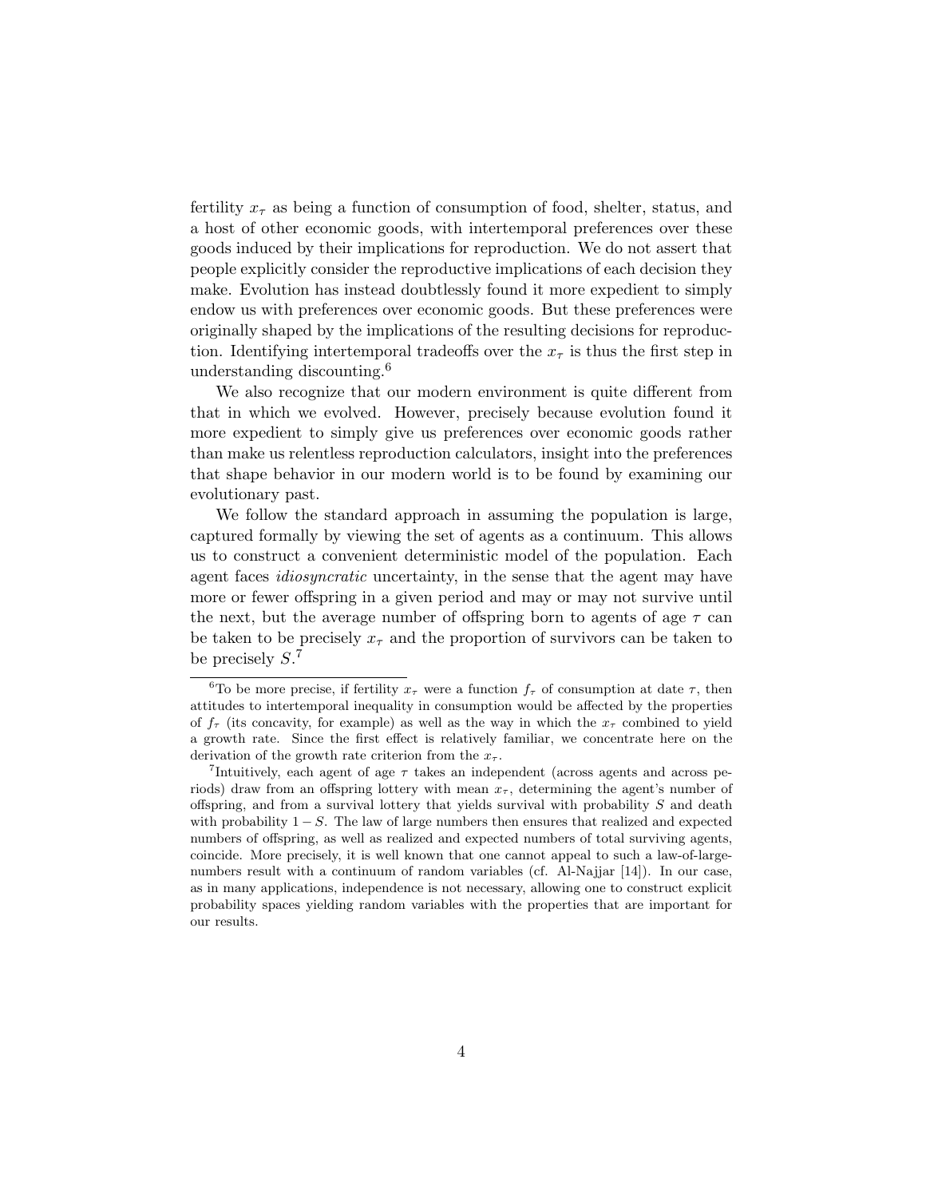fertility $x_\tau$ as being a function of consumption of food, shelter, status, and a host of other economic goods, with intertemporal preferences over these goods induced by their implications for reproduction. We do not assert that people explicitly consider the reproductive implications of each decision they make. Evolution has instead doubtlessly found it more expedient to simply endow us with preferences over economic goods. But these preferences were originally shaped by the implications of the resulting decisions for reproduction. Identifying intertemporal tradeoffs over the $x_\tau$ is thus the first step in understanding discounting.[6]

We also recognize that our modern environment is quite different from that in which we evolved. However, precisely because evolution found it more expedient to simply give us preferences over economic goods rather than make us relentless reproduction calculators, insight into the preferences that shape behavior in our modern world is to be found by examining our evolutionary past.

We follow the standard approach in assuming the population is large, captured formally by viewing the set of agents as a continuum. This allows us to construct a convenient deterministic model of the population. Each agent faces *idiosyncratic* uncertainty, in the sense that the agent may have more or fewer offspring in a given period and may or may not survive until the next, but the average number of offspring born to agents of age $\tau$ can be taken to be precisely $x_\tau$ and the proportion of survivors can be taken to be precisely $S$.[7]

[6] To be more precise, if fertility $x_\tau$ were a function $f_\tau$ of consumption at date $\tau$, then attitudes to intertemporal inequality in consumption would be affected by the properties of $f_\tau$ (its concavity, for example) as well as the way in which the $x_\tau$ combined to yield a growth rate. Since the first effect is relatively familiar, we concentrate here on the derivation of the growth rate criterion from the $x_\tau$.

[7] Intuitively, each agent of age $\tau$ takes an independent (across agents and across periods) draw from an offspring lottery with mean $x_\tau$, determining the agent's number of offspring, and from a survival lottery that yields survival with probability $S$ and death with probability $1 - S$. The law of large numbers then ensures that realized and expected numbers of offspring, as well as realized and expected numbers of total surviving agents, coincide. More precisely, it is well known that one cannot appeal to such a law-of-large-numbers result with a continuum of random variables (cf. Al-Najjar [14]). In our case, as in many applications, independence is not necessary, allowing one to construct explicit probability spaces yielding random variables with the properties that are important for our results.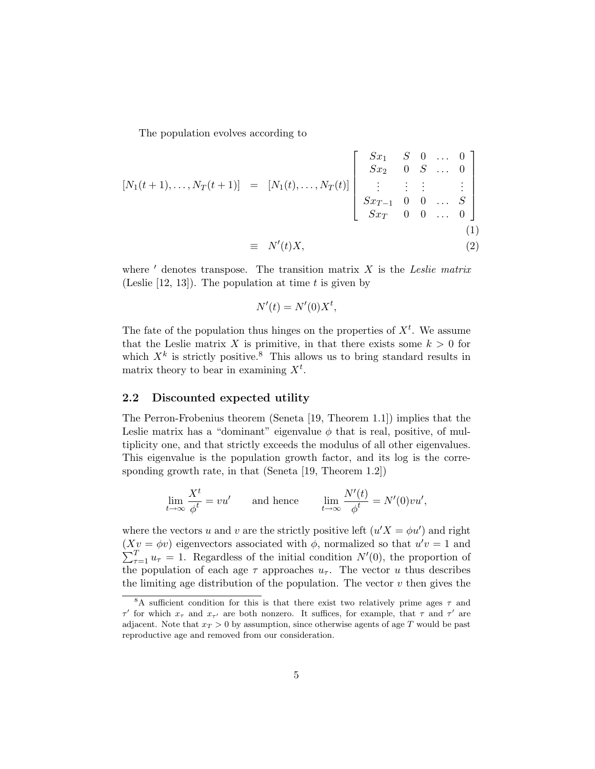The population evolves according to

$$
\begin{aligned}
[N_1(t+1), \ldots, N_T(t+1)] &= [N_1(t), \ldots, N_T(t)] \begin{bmatrix} Sx_1 & S & 0 & \ldots & 0 \\ Sx_2 & 0 & S & \ldots & 0 \\ \vdots & \vdots & \vdots & & \vdots \\ Sx_{T-1} & 0 & 0 & \ldots & S \\ Sx_T & 0 & 0 & \ldots & 0 \end{bmatrix} \quad (1) \\
&\equiv N'(t)X, \quad (2)
\end{aligned}
$$

where $'$ denotes transpose. The transition matrix $X$ is the *Leslie matrix* (Leslie [12, 13]). The population at time $t$ is given by

$$
N'(t) = N'(0)X^t,
$$

The fate of the population thus hinges on the properties of $X^t$. We assume that the Leslie matrix $X$ is primitive, in that there exists some $k > 0$ for which $X^k$ is strictly positive.[8] This allows us to bring standard results in matrix theory to bear in examining $X^t$.

## 2.2 Discounted expected utility

The Perron-Frobenius theorem (Seneta [19, Theorem 1.1]) implies that the Leslie matrix has a "dominant" eigenvalue $\phi$ that is real, positive, of multiplicity one, and that strictly exceeds the modulus of all other eigenvalues. This eigenvalue is the population growth factor, and its log is the corresponding growth rate, in that (Seneta [19, Theorem 1.2])

$$
\lim_{t \to \infty} \frac{X^t}{\phi^t} = vu' \qquad \text{and hence} \qquad \lim_{t \to \infty} \frac{N'(t)}{\phi^t} = N'(0)vu',
$$

where the vectors $u$ and $v$ are the strictly positive left ($u'X = \phi u'$) and right ($Xv = \phi v$) eigenvectors associated with $\phi$, normalized so that $u'v = 1$ and $\sum_{\tau=1}^{T} u_\tau = 1$. Regardless of the initial condition $N'(0)$, the proportion of the population of each age $\tau$ approaches $u_\tau$. The vector $u$ thus describes the limiting age distribution of the population. The vector $v$ then gives the

[8] A sufficient condition for this is that there exist two relatively prime ages $\tau$ and $\tau'$ for which $x_\tau$ and $x_{\tau'}$ are both nonzero. It suffices, for example, that $\tau$ and $\tau'$ are adjacent. Note that $x_T > 0$ by assumption, since otherwise agents of age $T$ would be past reproductive age and removed from our consideration.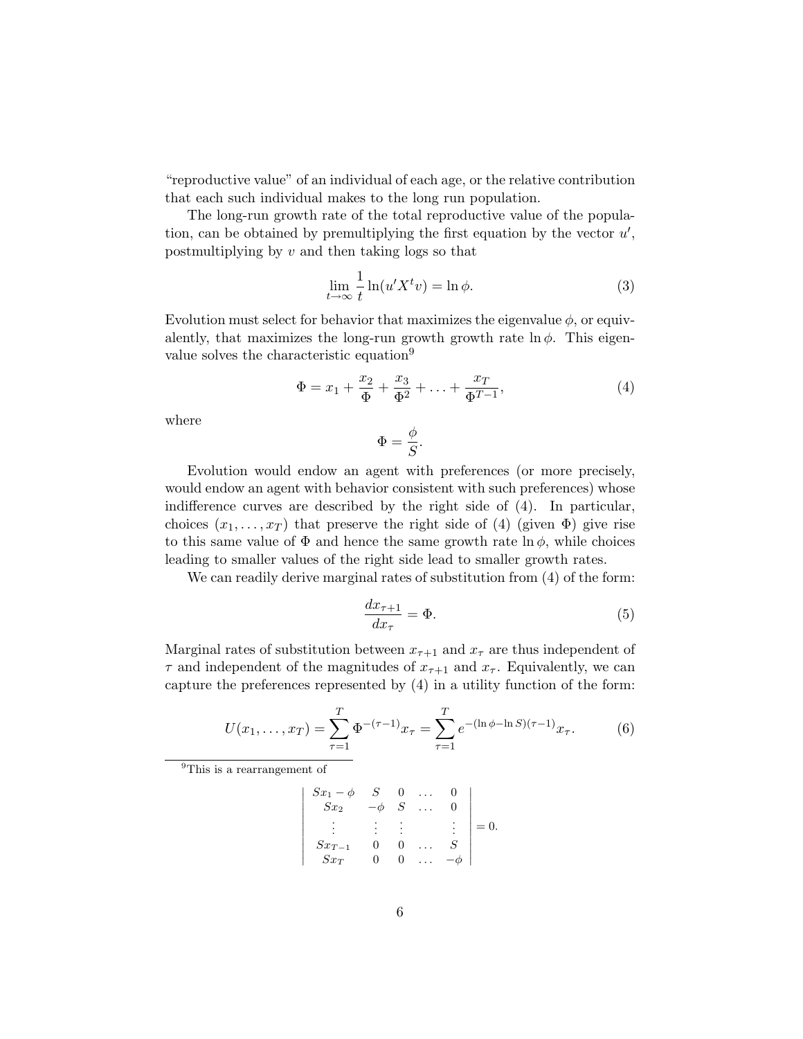"reproductive value" of an individual of each age, or the relative contribution that each such individual makes to the long run population.

The long-run growth rate of the total reproductive value of the population, can be obtained by premultiplying the first equation by the vector $u'$, postmultiplying by $v$ and then taking logs so that

$$\lim_{t \to \infty} \frac{1}{t} \ln(u' X^t v) = \ln \phi. \tag{3}$$

Evolution must select for behavior that maximizes the eigenvalue $\phi$, or equivalently, that maximizes the long-run growth growth rate $\ln \phi$. This eigenvalue solves the characteristic equation[9]

$$\Phi = x_1 + \frac{x_2}{\Phi} + \frac{x_3}{\Phi^2} + \ldots + \frac{x_T}{\Phi^{T-1}}, \tag{4}$$

where

$$\Phi = \frac{\phi}{S}.$$

Evolution would endow an agent with preferences (or more precisely, would endow an agent with behavior consistent with such preferences) whose indifference curves are described by the right side of (4). In particular, choices $(x_1, \ldots, x_T)$ that preserve the right side of (4) (given $\Phi$) give rise to this same value of $\Phi$ and hence the same growth rate $\ln \phi$, while choices leading to smaller values of the right side lead to smaller growth rates.

We can readily derive marginal rates of substitution from (4) of the form:

$$\frac{dx_{\tau+1}}{dx_\tau} = \Phi. \tag{5}$$

Marginal rates of substitution between $x_{\tau+1}$ and $x_\tau$ are thus independent of $\tau$ and independent of the magnitudes of $x_{\tau+1}$ and $x_\tau$. Equivalently, we can capture the preferences represented by (4) in a utility function of the form:

$$U(x_1, \ldots, x_T) = \sum_{\tau=1}^{T} \Phi^{-(\tau-1)} x_\tau = \sum_{\tau=1}^{T} e^{-(\ln \phi - \ln S)(\tau-1)} x_\tau. \tag{6}$$

[9] This is a rearrangement of

$$\begin{vmatrix} Sx_1 - \phi & S & 0 & \ldots & 0 \\ Sx_2 & -\phi & S & \ldots & 0 \\ \vdots & \vdots & \vdots & & \vdots \\ Sx_{T-1} & 0 & 0 & \ldots & S \\ Sx_T & 0 & 0 & \ldots & -\phi \end{vmatrix} = 0.$$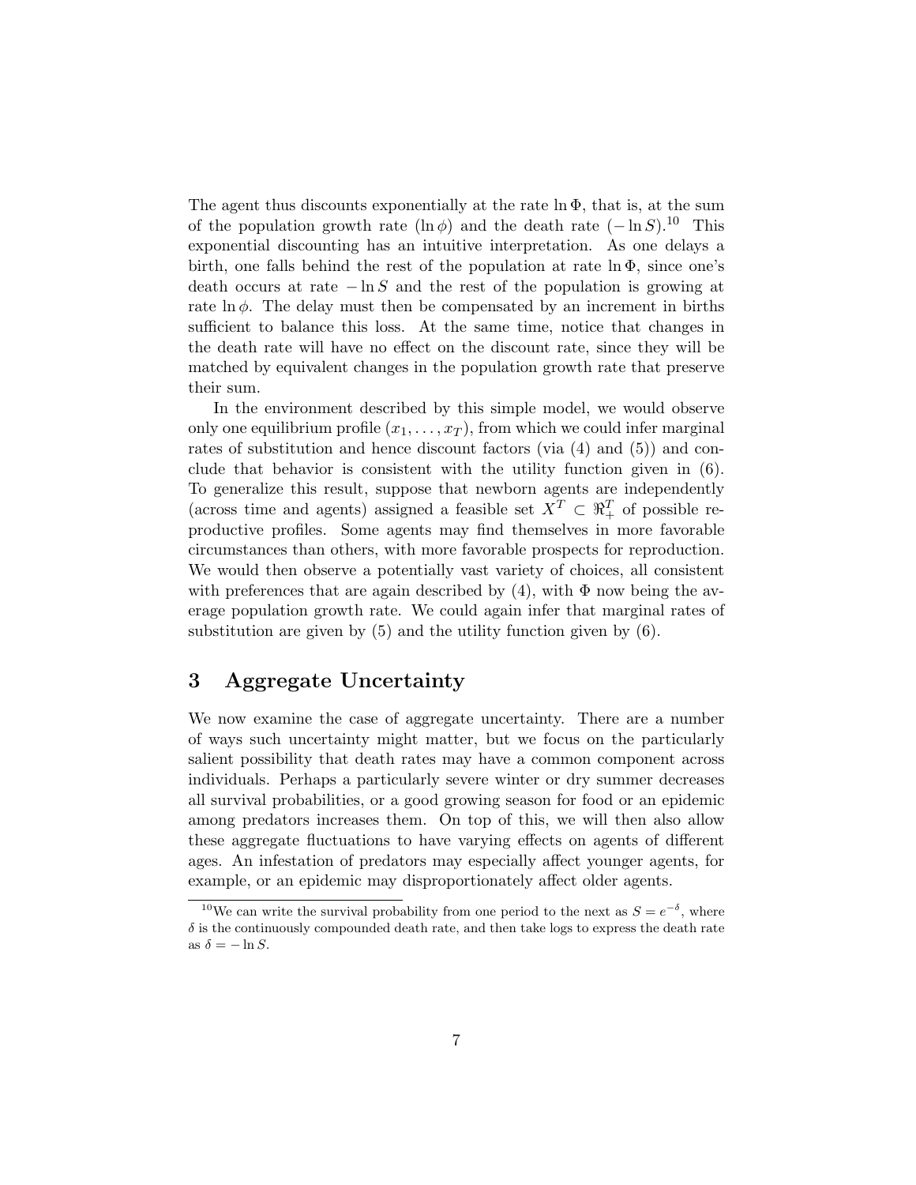The agent thus discounts exponentially at the rate $\ln \Phi$, that is, at the sum of the population growth rate ($\ln \phi$) and the death rate ($-\ln S$).[10] This exponential discounting has an intuitive interpretation. As one delays a birth, one falls behind the rest of the population at rate $\ln \Phi$, since one's death occurs at rate $-\ln S$ and the rest of the population is growing at rate $\ln \phi$. The delay must then be compensated by an increment in births sufficient to balance this loss. At the same time, notice that changes in the death rate will have no effect on the discount rate, since they will be matched by equivalent changes in the population growth rate that preserve their sum.

In the environment described by this simple model, we would observe only one equilibrium profile $(x_1, \ldots, x_T)$, from which we could infer marginal rates of substitution and hence discount factors (via (4) and (5)) and conclude that behavior is consistent with the utility function given in (6). To generalize this result, suppose that newborn agents are independently (across time and agents) assigned a feasible set $X^T \subset \Re_+^T$ of possible reproductive profiles. Some agents may find themselves in more favorable circumstances than others, with more favorable prospects for reproduction. We would then observe a potentially vast variety of choices, all consistent with preferences that are again described by (4), with $\Phi$ now being the average population growth rate. We could again infer that marginal rates of substitution are given by (5) and the utility function given by (6).

## 3 Aggregate Uncertainty

We now examine the case of aggregate uncertainty. There are a number of ways such uncertainty might matter, but we focus on the particularly salient possibility that death rates may have a common component across individuals. Perhaps a particularly severe winter or dry summer decreases all survival probabilities, or a good growing season for food or an epidemic among predators increases them. On top of this, we will then also allow these aggregate fluctuations to have varying effects on agents of different ages. An infestation of predators may especially affect younger agents, for example, or an epidemic may disproportionately affect older agents.

---

[10] We can write the survival probability from one period to the next as $S = e^{-\delta}$, where $\delta$ is the continuously compounded death rate, and then take logs to express the death rate as $\delta = -\ln S$.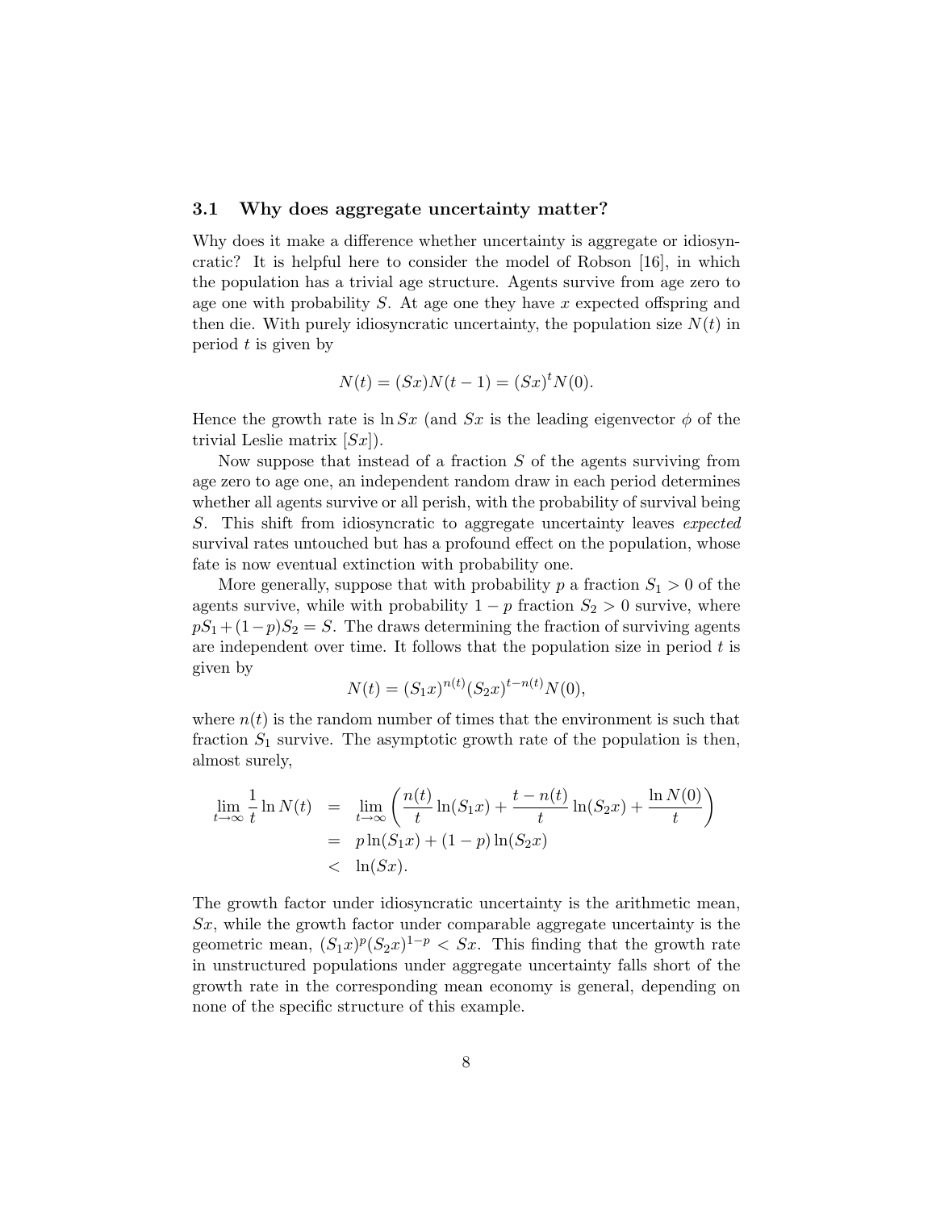### 3.1 Why does aggregate uncertainty matter?

Why does it make a difference whether uncertainty is aggregate or idiosyncratic? It is helpful here to consider the model of Robson [16], in which the population has a trivial age structure. Agents survive from age zero to age one with probability $S$. At age one they have $x$ expected offspring and then die. With purely idiosyncratic uncertainty, the population size $N(t)$ in period $t$ is given by

$$N(t) = (Sx)N(t-1) = (Sx)^t N(0).$$

Hence the growth rate is $\ln Sx$ (and $Sx$ is the leading eigenvector $\phi$ of the trivial Leslie matrix $[Sx]$).

Now suppose that instead of a fraction $S$ of the agents surviving from age zero to age one, an independent random draw in each period determines whether all agents survive or all perish, with the probability of survival being $S$. This shift from idiosyncratic to aggregate uncertainty leaves *expected* survival rates untouched but has a profound effect on the population, whose fate is now eventual extinction with probability one.

More generally, suppose that with probability $p$ a fraction $S_1 > 0$ of the agents survive, while with probability $1-p$ fraction $S_2 > 0$ survive, where $pS_1 + (1-p)S_2 = S$. The draws determining the fraction of surviving agents are independent over time. It follows that the population size in period $t$ is given by

$$N(t) = (S_1 x)^{n(t)} (S_2 x)^{t-n(t)} N(0),$$

where $n(t)$ is the random number of times that the environment is such that fraction $S_1$ survive. The asymptotic growth rate of the population is then, almost surely,

$$\begin{aligned}
\lim_{t\to\infty} \frac{1}{t} \ln N(t) &= \lim_{t\to\infty} \left( \frac{n(t)}{t} \ln(S_1 x) + \frac{t-n(t)}{t} \ln(S_2 x) + \frac{\ln N(0)}{t} \right) \\
&= p \ln(S_1 x) + (1-p) \ln(S_2 x) \\
&< \ln(Sx).
\end{aligned}$$

The growth factor under idiosyncratic uncertainty is the arithmetic mean, $Sx$, while the growth factor under comparable aggregate uncertainty is the geometric mean, $(S_1 x)^p (S_2 x)^{1-p} < Sx$. This finding that the growth rate in unstructured populations under aggregate uncertainty falls short of the growth rate in the corresponding mean economy is general, depending on none of the specific structure of this example.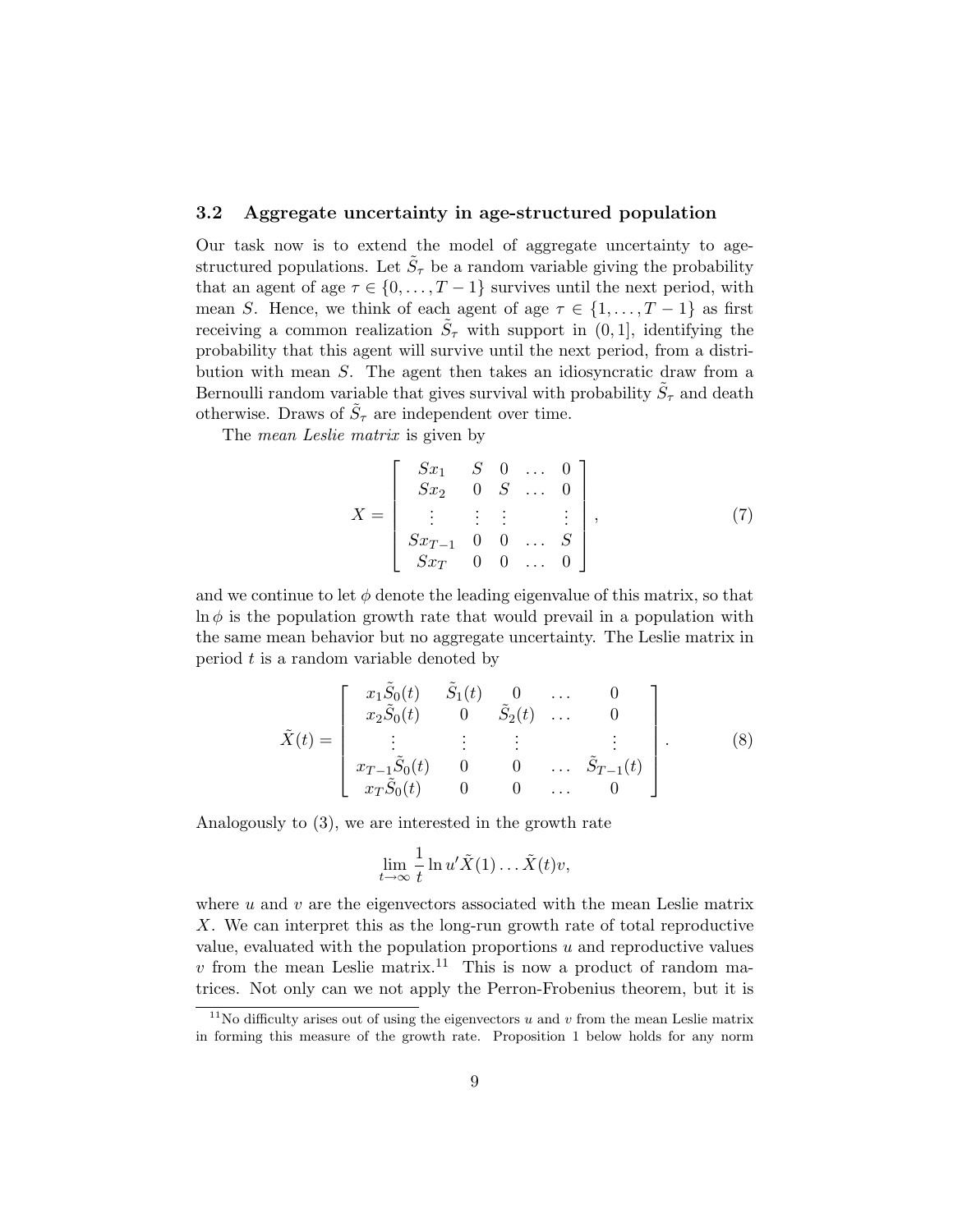### 3.2 Aggregate uncertainty in age-structured population

Our task now is to extend the model of aggregate uncertainty to age-structured populations. Let $\tilde{S}_\tau$ be a random variable giving the probability that an agent of age $\tau \in \{0, \ldots, T-1\}$ survives until the next period, with mean $S$. Hence, we think of each agent of age $\tau \in \{1, \ldots, T-1\}$ as first receiving a common realization $\tilde{S}_\tau$ with support in $(0, 1]$, identifying the probability that this agent will survive until the next period, from a distribution with mean $S$. The agent then takes an idiosyncratic draw from a Bernoulli random variable that gives survival with probability $\tilde{S}_\tau$ and death otherwise. Draws of $\tilde{S}_\tau$ are independent over time.

The *mean Leslie matrix* is given by

$$X = \begin{bmatrix} Sx_1 & S & 0 & \ldots & 0 \\ Sx_2 & 0 & S & \ldots & 0 \\ \vdots & \vdots & \vdots & & \vdots \\ Sx_{T-1} & 0 & 0 & \ldots & S \\ Sx_T & 0 & 0 & \ldots & 0 \end{bmatrix}, \tag{7}$$

and we continue to let $\phi$ denote the leading eigenvalue of this matrix, so that $\ln \phi$ is the population growth rate that would prevail in a population with the same mean behavior but no aggregate uncertainty. The Leslie matrix in period $t$ is a random variable denoted by

$$\tilde{X}(t) = \begin{bmatrix} x_1\tilde{S}_0(t) & \tilde{S}_1(t) & 0 & \ldots & 0 \\ x_2\tilde{S}_0(t) & 0 & \tilde{S}_2(t) & \ldots & 0 \\ \vdots & \vdots & \vdots & & \vdots \\ x_{T-1}\tilde{S}_0(t) & 0 & 0 & \ldots & \tilde{S}_{T-1}(t) \\ x_T\tilde{S}_0(t) & 0 & 0 & \ldots & 0 \end{bmatrix}. \tag{8}$$

Analogously to (3), we are interested in the growth rate

$$\lim_{t\to\infty} \frac{1}{t} \ln u'\tilde{X}(1) \ldots \tilde{X}(t)v,$$

where $u$ and $v$ are the eigenvectors associated with the mean Leslie matrix $X$. We can interpret this as the long-run growth rate of total reproductive value, evaluated with the population proportions $u$ and reproductive values $v$ from the mean Leslie matrix.[11] This is now a product of random matrices. Not only can we not apply the Perron-Frobenius theorem, but it is

[11] No difficulty arises out of using the eigenvectors $u$ and $v$ from the mean Leslie matrix in forming this measure of the growth rate. Proposition 1 below holds for any norm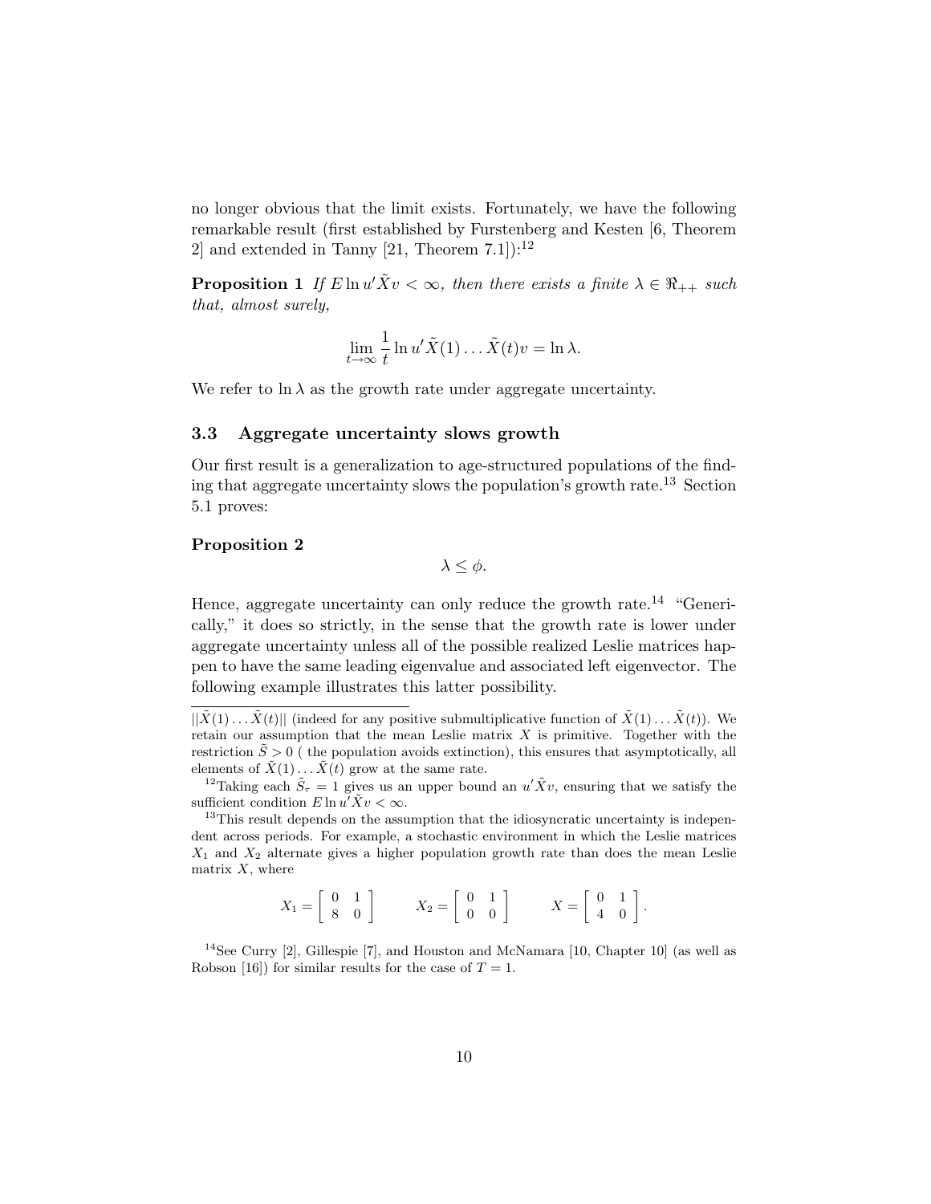no longer obvious that the limit exists. Fortunately, we have the following remarkable result (first established by Furstenberg and Kesten [6, Theorem 2] and extended in Tanny [21, Theorem 7.1]):[12]

**Proposition 1** *If $E \ln u'\tilde{X}v < \infty$, then there exists a finite $\lambda \in \Re_{++}$ such that, almost surely,*

$$\lim_{t \to \infty} \frac{1}{t} \ln u'\tilde{X}(1) \dots \tilde{X}(t)v = \ln \lambda.$$

We refer to $\ln \lambda$ as the growth rate under aggregate uncertainty.

### 3.3 Aggregate uncertainty slows growth

Our first result is a generalization to age-structured populations of the finding that aggregate uncertainty slows the population's growth rate.[13] Section 5.1 proves:

**Proposition 2**

$$\lambda \leq \phi.$$

Hence, aggregate uncertainty can only reduce the growth rate.[14] "Generically," it does so strictly, in the sense that the growth rate is lower under aggregate uncertainty unless all of the possible realized Leslie matrices happen to have the same leading eigenvalue and associated left eigenvector. The following example illustrates this latter possibility.

---

$||\tilde{X}(1) \dots \tilde{X}(t)||$ (indeed for any positive submultiplicative function of $\tilde{X}(1) \dots \tilde{X}(t)$). We retain our assumption that the mean Leslie matrix $X$ is primitive. Together with the restriction $\tilde{S} > 0$ ( the population avoids extinction), this ensures that asymptotically, all elements of $\tilde{X}(1) \dots \tilde{X}(t)$ grow at the same rate.

[12] Taking each $\tilde{S}_\tau = 1$ gives us an upper bound an $u'\tilde{X}v$, ensuring that we satisfy the sufficient condition $E \ln u'\tilde{X}v < \infty$.

[13] This result depends on the assumption that the idiosyncratic uncertainty is independent across periods. For example, a stochastic environment in which the Leslie matrices $X_1$ and $X_2$ alternate gives a higher population growth rate than does the mean Leslie matrix $X$, where

$$X_1 = \begin{bmatrix} 0 & 1 \\ 8 & 0 \end{bmatrix} \qquad X_2 = \begin{bmatrix} 0 & 1 \\ 0 & 0 \end{bmatrix} \qquad X = \begin{bmatrix} 0 & 1 \\ 4 & 0 \end{bmatrix}.$$

[14] See Curry [2], Gillespie [7], and Houston and McNamara [10, Chapter 10] (as well as Robson [16]) for similar results for the case of $T = 1$.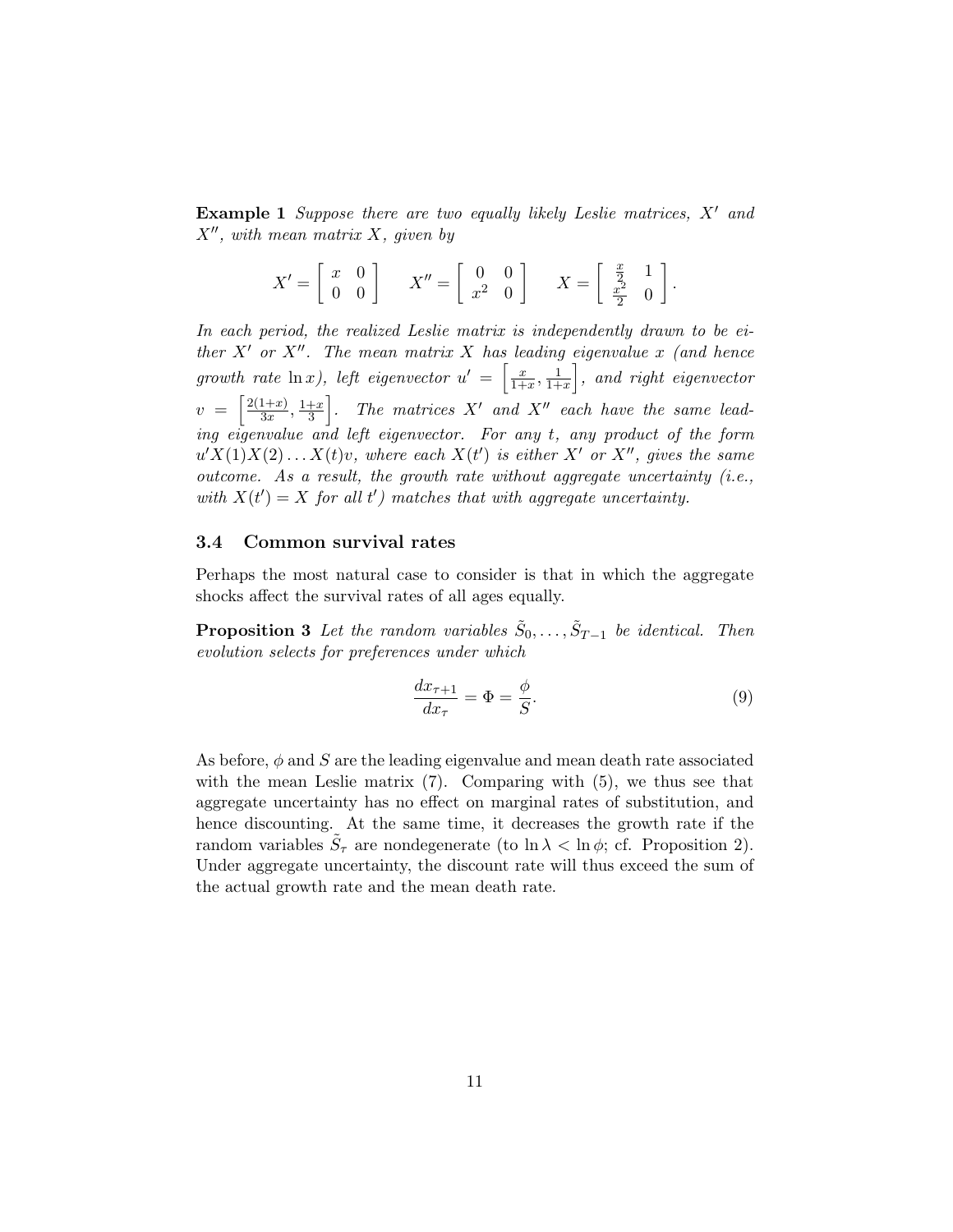**Example 1** *Suppose there are two equally likely Leslie matrices, $X'$ and $X''$, with mean matrix $X$, given by*

$$X' = \begin{bmatrix} x & 0 \\ 0 & 0 \end{bmatrix} \qquad X'' = \begin{bmatrix} 0 & 0 \\ x^2 & 0 \end{bmatrix} \qquad X = \begin{bmatrix} \frac{x}{2} & 1 \\ \frac{x^2}{2} & 0 \end{bmatrix}.$$

*In each period, the realized Leslie matrix is independently drawn to be either $X'$ or $X''$. The mean matrix $X$ has leading eigenvalue $x$ (and hence growth rate $\ln x$), left eigenvector $u' = \left[\frac{x}{1+x}, \frac{1}{1+x}\right]$, and right eigenvector $v = \left[\frac{2(1+x)}{3x}, \frac{1+x}{3}\right]$. The matrices $X'$ and $X''$ each have the same leading eigenvalue and left eigenvector. For any $t$, any product of the form $u'X(1)X(2)\ldots X(t)v$, where each $X(t')$ is either $X'$ or $X''$, gives the same outcome. As a result, the growth rate without aggregate uncertainty (i.e., with $X(t') = X$ for all $t'$) matches that with aggregate uncertainty.*

### 3.4 Common survival rates

Perhaps the most natural case to consider is that in which the aggregate shocks affect the survival rates of all ages equally.

**Proposition 3** *Let the random variables $\tilde{S}_0, \ldots, \tilde{S}_{T-1}$ be identical. Then evolution selects for preferences under which*

$$\frac{dx_{\tau+1}}{dx_\tau} = \Phi = \frac{\phi}{S}. \tag{9}$$

As before, $\phi$ and $S$ are the leading eigenvalue and mean death rate associated with the mean Leslie matrix (7). Comparing with (5), we thus see that aggregate uncertainty has no effect on marginal rates of substitution, and hence discounting. At the same time, it decreases the growth rate if the random variables $\tilde{S}_\tau$ are nondegenerate (to $\ln \lambda < \ln \phi$; cf. Proposition 2). Under aggregate uncertainty, the discount rate will thus exceed the sum of the actual growth rate and the mean death rate.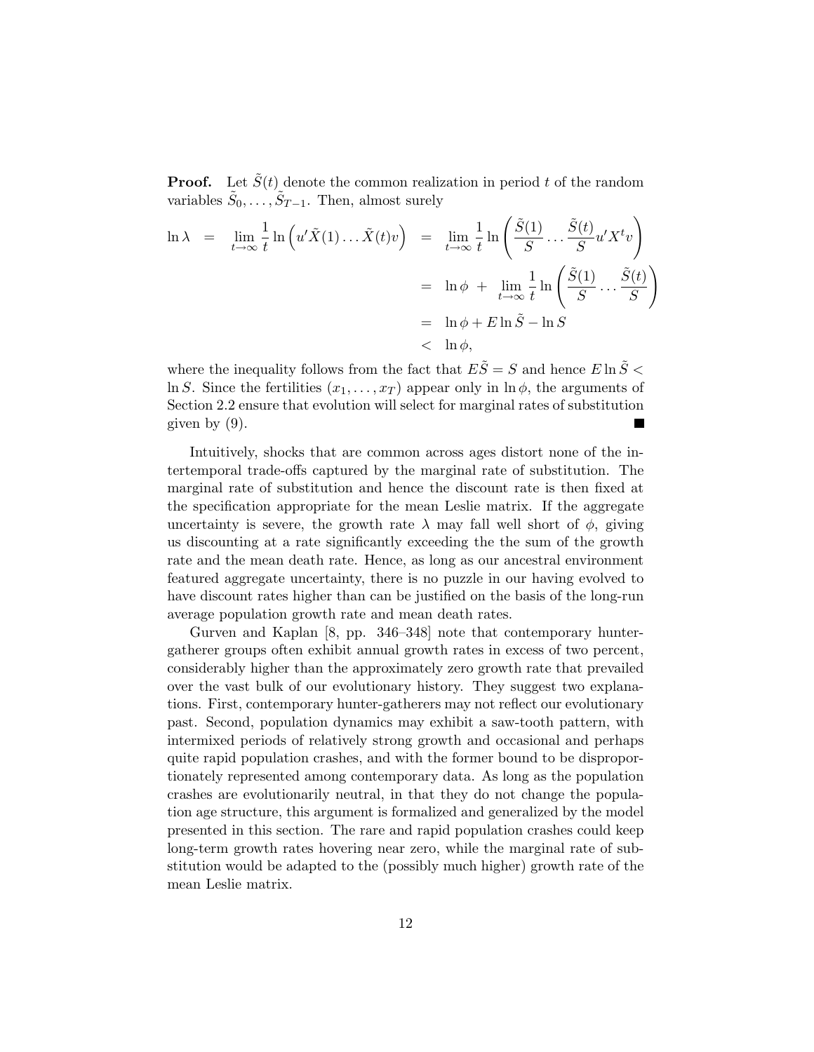**Proof.** Let $\tilde{S}(t)$ denote the common realization in period $t$ of the random variables $\tilde{S}_0, \ldots, \tilde{S}_{T-1}$. Then, almost surely

$$
\begin{aligned}
\ln \lambda \;\; &= \;\; \lim_{t\to\infty} \frac{1}{t} \ln \left( u' \tilde{X}(1) \ldots \tilde{X}(t) v \right) \;\; = \;\; \lim_{t\to\infty} \frac{1}{t} \ln \left( \frac{\tilde{S}(1)}{S} \ldots \frac{\tilde{S}(t)}{S} u' X^t v \right) \\
&= \;\; \ln \phi \; + \; \lim_{t\to\infty} \frac{1}{t} \ln \left( \frac{\tilde{S}(1)}{S} \ldots \frac{\tilde{S}(t)}{S} \right) \\
&= \;\; \ln \phi + E \ln \tilde{S} - \ln S \\
&< \;\; \ln \phi,
\end{aligned}
$$

where the inequality follows from the fact that $E\tilde{S} = S$ and hence $E \ln \tilde{S} < \ln S$. Since the fertilities $(x_1, \ldots, x_T)$ appear only in $\ln \phi$, the arguments of Section 2.2 ensure that evolution will select for marginal rates of substitution given by (9). ■

Intuitively, shocks that are common across ages distort none of the intertemporal trade-offs captured by the marginal rate of substitution. The marginal rate of substitution and hence the discount rate is then fixed at the specification appropriate for the mean Leslie matrix. If the aggregate uncertainty is severe, the growth rate $\lambda$ may fall well short of $\phi$, giving us discounting at a rate significantly exceeding the the sum of the growth rate and the mean death rate. Hence, as long as our ancestral environment featured aggregate uncertainty, there is no puzzle in our having evolved to have discount rates higher than can be justified on the basis of the long-run average population growth rate and mean death rates.

Gurven and Kaplan [8, pp. 346–348] note that contemporary hunter-gatherer groups often exhibit annual growth rates in excess of two percent, considerably higher than the approximately zero growth rate that prevailed over the vast bulk of our evolutionary history. They suggest two explanations. First, contemporary hunter-gatherers may not reflect our evolutionary past. Second, population dynamics may exhibit a saw-tooth pattern, with intermixed periods of relatively strong growth and occasional and perhaps quite rapid population crashes, and with the former bound to be disproportionately represented among contemporary data. As long as the population crashes are evolutionarily neutral, in that they do not change the population age structure, this argument is formalized and generalized by the model presented in this section. The rare and rapid population crashes could keep long-term growth rates hovering near zero, while the marginal rate of substitution would be adapted to the (possibly much higher) growth rate of the mean Leslie matrix.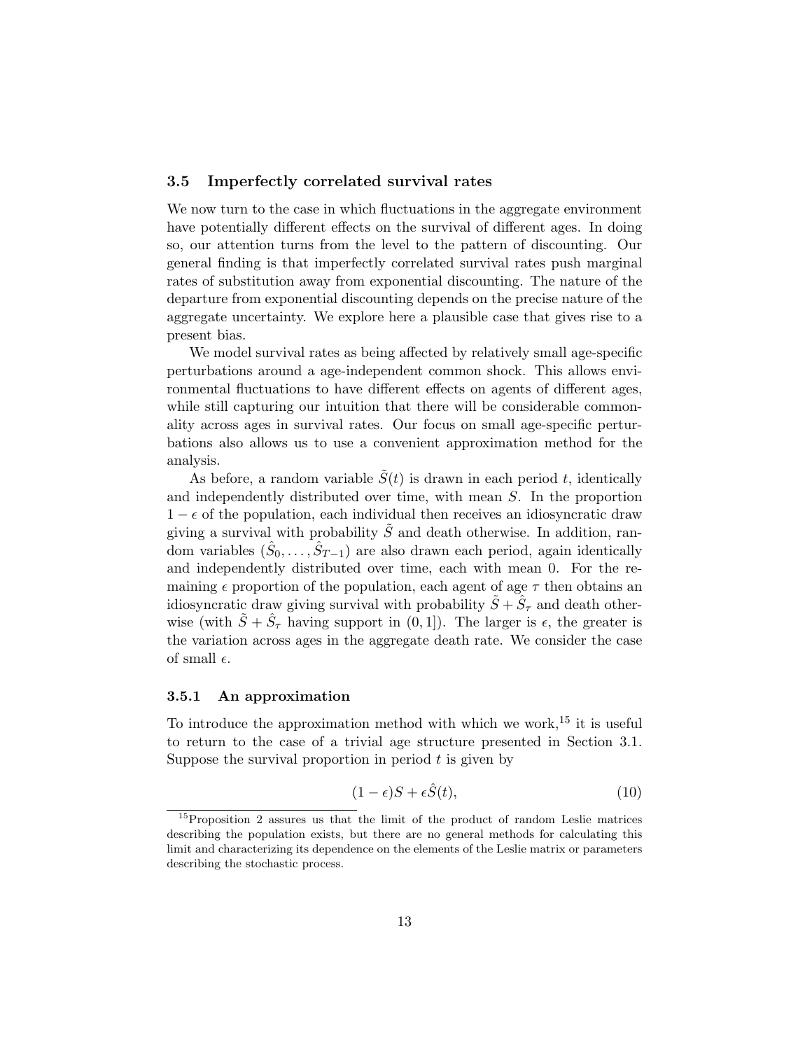### 3.5 Imperfectly correlated survival rates

We now turn to the case in which fluctuations in the aggregate environment have potentially different effects on the survival of different ages. In doing so, our attention turns from the level to the pattern of discounting. Our general finding is that imperfectly correlated survival rates push marginal rates of substitution away from exponential discounting. The nature of the departure from exponential discounting depends on the precise nature of the aggregate uncertainty. We explore here a plausible case that gives rise to a present bias.

We model survival rates as being affected by relatively small age-specific perturbations around a age-independent common shock. This allows environmental fluctuations to have different effects on agents of different ages, while still capturing our intuition that there will be considerable commonality across ages in survival rates. Our focus on small age-specific perturbations also allows us to use a convenient approximation method for the analysis.

As before, a random variable $\tilde{S}(t)$ is drawn in each period $t$, identically and independently distributed over time, with mean $S$. In the proportion $1-\epsilon$ of the population, each individual then receives an idiosyncratic draw giving a survival with probability $\tilde{S}$ and death otherwise. In addition, random variables $(\hat{S}_0, \ldots, \hat{S}_{T-1})$ are also drawn each period, again identically and independently distributed over time, each with mean 0. For the remaining $\epsilon$ proportion of the population, each agent of age $\tau$ then obtains an idiosyncratic draw giving survival with probability $\tilde{S} + \hat{S}_\tau$ and death otherwise (with $\tilde{S} + \hat{S}_\tau$ having support in $(0, 1]$). The larger is $\epsilon$, the greater is the variation across ages in the aggregate death rate. We consider the case of small $\epsilon$.

#### 3.5.1 An approximation

To introduce the approximation method with which we work,[15] it is useful to return to the case of a trivial age structure presented in Section 3.1. Suppose the survival proportion in period $t$ is given by

$$(1-\epsilon)S + \epsilon\hat{S}(t), \tag{10}$$

[15] Proposition 2 assures us that the limit of the product of random Leslie matrices describing the population exists, but there are no general methods for calculating this limit and characterizing its dependence on the elements of the Leslie matrix or parameters describing the stochastic process.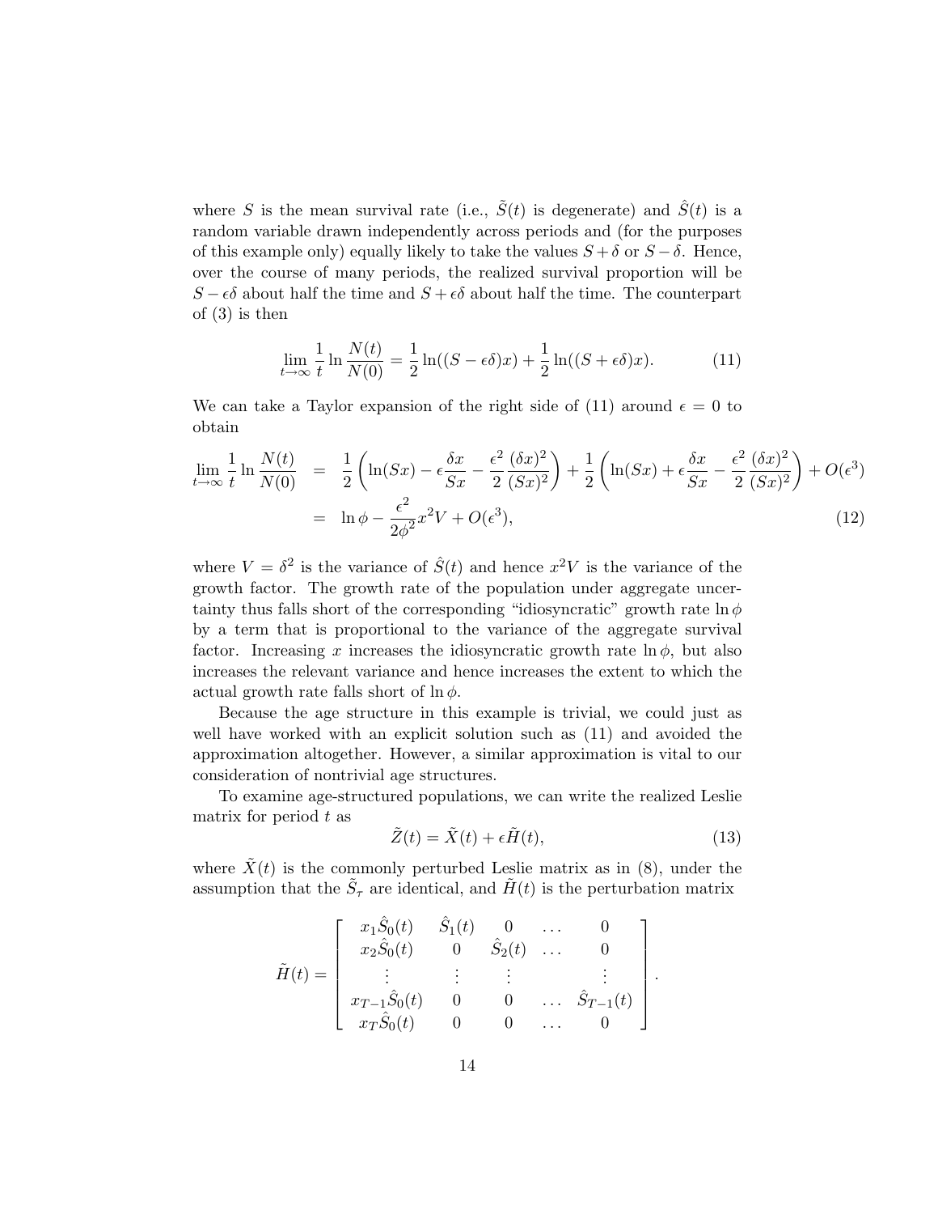where $S$ is the mean survival rate (i.e., $\tilde{S}(t)$ is degenerate) and $\hat{S}(t)$ is a random variable drawn independently across periods and (for the purposes of this example only) equally likely to take the values $S + \delta$ or $S - \delta$. Hence, over the course of many periods, the realized survival proportion will be $S - \epsilon\delta$ about half the time and $S + \epsilon\delta$ about half the time. The counterpart of (3) is then

$$\lim_{t\to\infty} \frac{1}{t} \ln \frac{N(t)}{N(0)} = \frac{1}{2} \ln((S - \epsilon\delta)x) + \frac{1}{2} \ln((S + \epsilon\delta)x). \tag{11}$$

We can take a Taylor expansion of the right side of (11) around $\epsilon = 0$ to obtain

$$\begin{aligned}
\lim_{t\to\infty} \frac{1}{t} \ln \frac{N(t)}{N(0)} &= \frac{1}{2}\left(\ln(Sx) - \epsilon\frac{\delta x}{Sx} - \frac{\epsilon^2}{2}\frac{(\delta x)^2}{(Sx)^2}\right) + \frac{1}{2}\left(\ln(Sx) + \epsilon\frac{\delta x}{Sx} - \frac{\epsilon^2}{2}\frac{(\delta x)^2}{(Sx)^2}\right) + O(\epsilon^3) \\
&= \ln\phi - \frac{\epsilon^2}{2\phi^2}x^2 V + O(\epsilon^3), \qquad (12)
\end{aligned}$$

where $V = \delta^2$ is the variance of $\hat{S}(t)$ and hence $x^2V$ is the variance of the growth factor. The growth rate of the population under aggregate uncertainty thus falls short of the corresponding "idiosyncratic" growth rate $\ln\phi$ by a term that is proportional to the variance of the aggregate survival factor. Increasing $x$ increases the idiosyncratic growth rate $\ln\phi$, but also increases the relevant variance and hence increases the extent to which the actual growth rate falls short of $\ln\phi$.

Because the age structure in this example is trivial, we could just as well have worked with an explicit solution such as (11) and avoided the approximation altogether. However, a similar approximation is vital to our consideration of nontrivial age structures.

To examine age-structured populations, we can write the realized Leslie matrix for period $t$ as

$$\tilde{Z}(t) = \tilde{X}(t) + \epsilon\tilde{H}(t), \tag{13}$$

where $\tilde{X}(t)$ is the commonly perturbed Leslie matrix as in (8), under the assumption that the $\tilde{S}_\tau$ are identical, and $\tilde{H}(t)$ is the perturbation matrix

$$\tilde{H}(t) = \begin{bmatrix} x_1\hat{S}_0(t) & \hat{S}_1(t) & 0 & \dots & 0 \\ x_2\hat{S}_0(t) & 0 & \hat{S}_2(t) & \dots & 0 \\ \vdots & \vdots & \vdots & & \vdots \\ x_{T-1}\hat{S}_0(t) & 0 & 0 & \dots & \hat{S}_{T-1}(t) \\ x_T\hat{S}_0(t) & 0 & 0 & \dots & 0 \end{bmatrix}.$$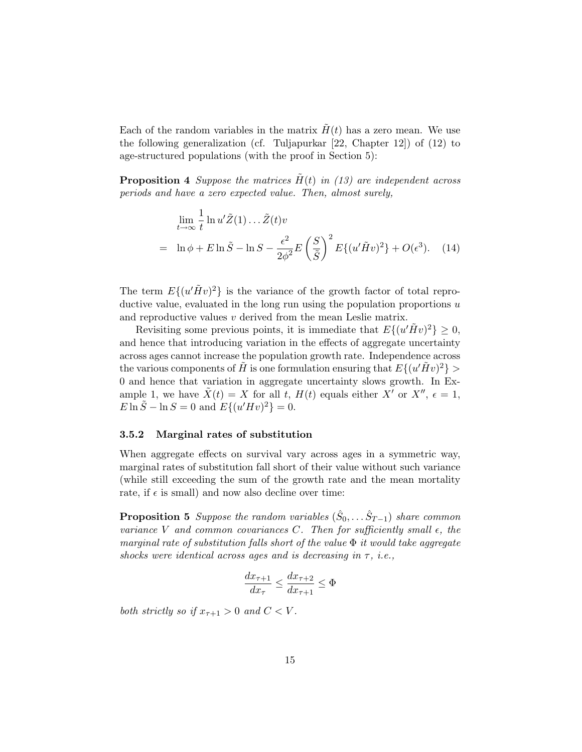Each of the random variables in the matrix $\tilde{H}(t)$ has a zero mean. We use the following generalization (cf. Tuljapurkar [22, Chapter 12]) of (12) to age-structured populations (with the proof in Section 5):

**Proposition 4** *Suppose the matrices $\tilde{H}(t)$ in (13) are independent across periods and have a zero expected value. Then, almost surely,*

$$
\begin{aligned}
& \lim_{t\to\infty} \frac{1}{t} \ln u'\tilde{Z}(1)\ldots\tilde{Z}(t)v \\
= \;& \ln\phi + E\ln\tilde{S} - \ln S - \frac{\epsilon^2}{2\phi^2} E\left(\frac{S}{\tilde{S}}\right)^2 E\{(u'\tilde{H}v)^2\} + O(\epsilon^3). \qquad (14)
\end{aligned}
$$

The term $E\{(u'\tilde{H}v)^2\}$ is the variance of the growth factor of total reproductive value, evaluated in the long run using the population proportions $u$ and reproductive values $v$ derived from the mean Leslie matrix.

Revisiting some previous points, it is immediate that $E\{(u'\tilde{H}v)^2\} \geq 0$, and hence that introducing variation in the effects of aggregate uncertainty across ages cannot increase the population growth rate. Independence across the various components of $\tilde{H}$ is one formulation ensuring that $E\{(u'\tilde{H}v)^2\} > 0$ and hence that variation in aggregate uncertainty slows growth. In Example 1, we have $\tilde{X}(t) = X$ for all $t$, $H(t)$ equals either $X'$ or $X''$, $\epsilon = 1$, $E\ln\tilde{S} - \ln S = 0$ and $E\{(u'Hv)^2\} = 0$.

### 3.5.2 Marginal rates of substitution

When aggregate effects on survival vary across ages in a symmetric way, marginal rates of substitution fall short of their value without such variance (while still exceeding the sum of the growth rate and the mean mortality rate, if $\epsilon$ is small) and now also decline over time:

**Proposition 5** *Suppose the random variables $(\hat{S}_0, \ldots \hat{S}_{T-1})$ share common variance $V$ and common covariances $C$. Then for sufficiently small $\epsilon$, the marginal rate of substitution falls short of the value $\Phi$ it would take aggregate shocks were identical across ages and is decreasing in $\tau$, i.e.,*

$$
\frac{dx_{\tau+1}}{dx_\tau} \leq \frac{dx_{\tau+2}}{dx_{\tau+1}} \leq \Phi
$$

*both strictly so if $x_{\tau+1} > 0$ and $C < V$.*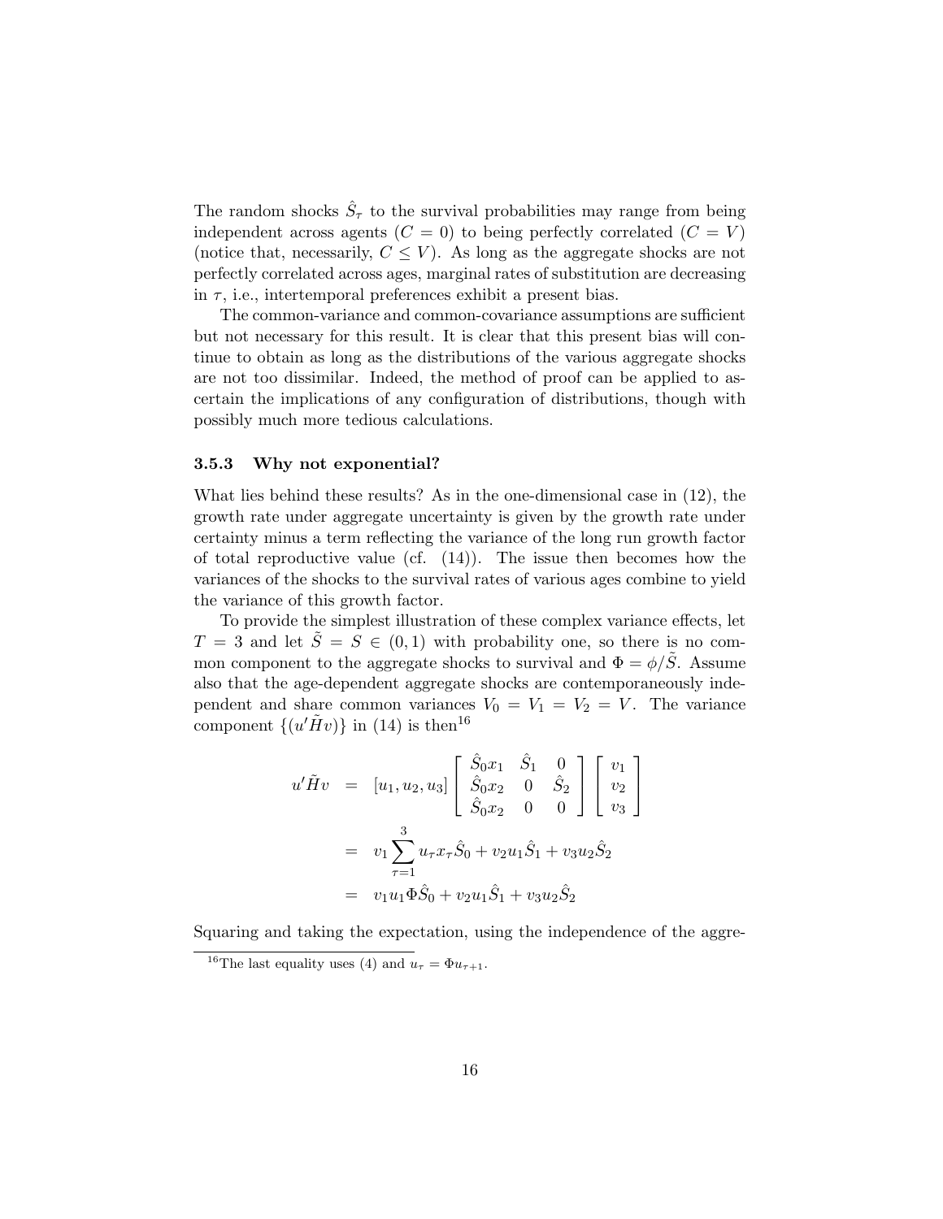The random shocks $\hat{S}_\tau$ to the survival probabilities may range from being independent across agents ($C = 0$) to being perfectly correlated ($C = V$) (notice that, necessarily, $C \leq V$). As long as the aggregate shocks are not perfectly correlated across ages, marginal rates of substitution are decreasing in $\tau$, i.e., intertemporal preferences exhibit a present bias.

The common-variance and common-covariance assumptions are sufficient but not necessary for this result. It is clear that this present bias will continue to obtain as long as the distributions of the various aggregate shocks are not too dissimilar. Indeed, the method of proof can be applied to ascertain the implications of any configuration of distributions, though with possibly much more tedious calculations.

### 3.5.3 Why not exponential?

What lies behind these results? As in the one-dimensional case in (12), the growth rate under aggregate uncertainty is given by the growth rate under certainty minus a term reflecting the variance of the long run growth factor of total reproductive value (cf. (14)). The issue then becomes how the variances of the shocks to the survival rates of various ages combine to yield the variance of this growth factor.

To provide the simplest illustration of these complex variance effects, let $T = 3$ and let $\tilde{S} = S \in (0, 1)$ with probability one, so there is no common component to the aggregate shocks to survival and $\Phi = \phi/\tilde{S}$. Assume also that the age-dependent aggregate shocks are contemporaneously independent and share common variances $V_0 = V_1 = V_2 = V$. The variance component $\{(u'\tilde{H}v)\}$ in (14) is then[16]

$$
\begin{aligned}
u'\tilde{H}v &= [u_1, u_2, u_3] \begin{bmatrix} \hat{S}_0 x_1 & \hat{S}_1 & 0 \\ \hat{S}_0 x_2 & 0 & \hat{S}_2 \\ \hat{S}_0 x_2 & 0 & 0 \end{bmatrix} \begin{bmatrix} v_1 \\ v_2 \\ v_3 \end{bmatrix} \\
&= v_1 \sum_{\tau=1}^{3} u_\tau x_\tau \hat{S}_0 + v_2 u_1 \hat{S}_1 + v_3 u_2 \hat{S}_2 \\
&= v_1 u_1 \Phi \hat{S}_0 + v_2 u_1 \hat{S}_1 + v_3 u_2 \hat{S}_2
\end{aligned}
$$

Squaring and taking the expectation, using the independence of the aggre-

[16] The last equality uses (4) and $u_\tau = \Phi u_{\tau+1}$.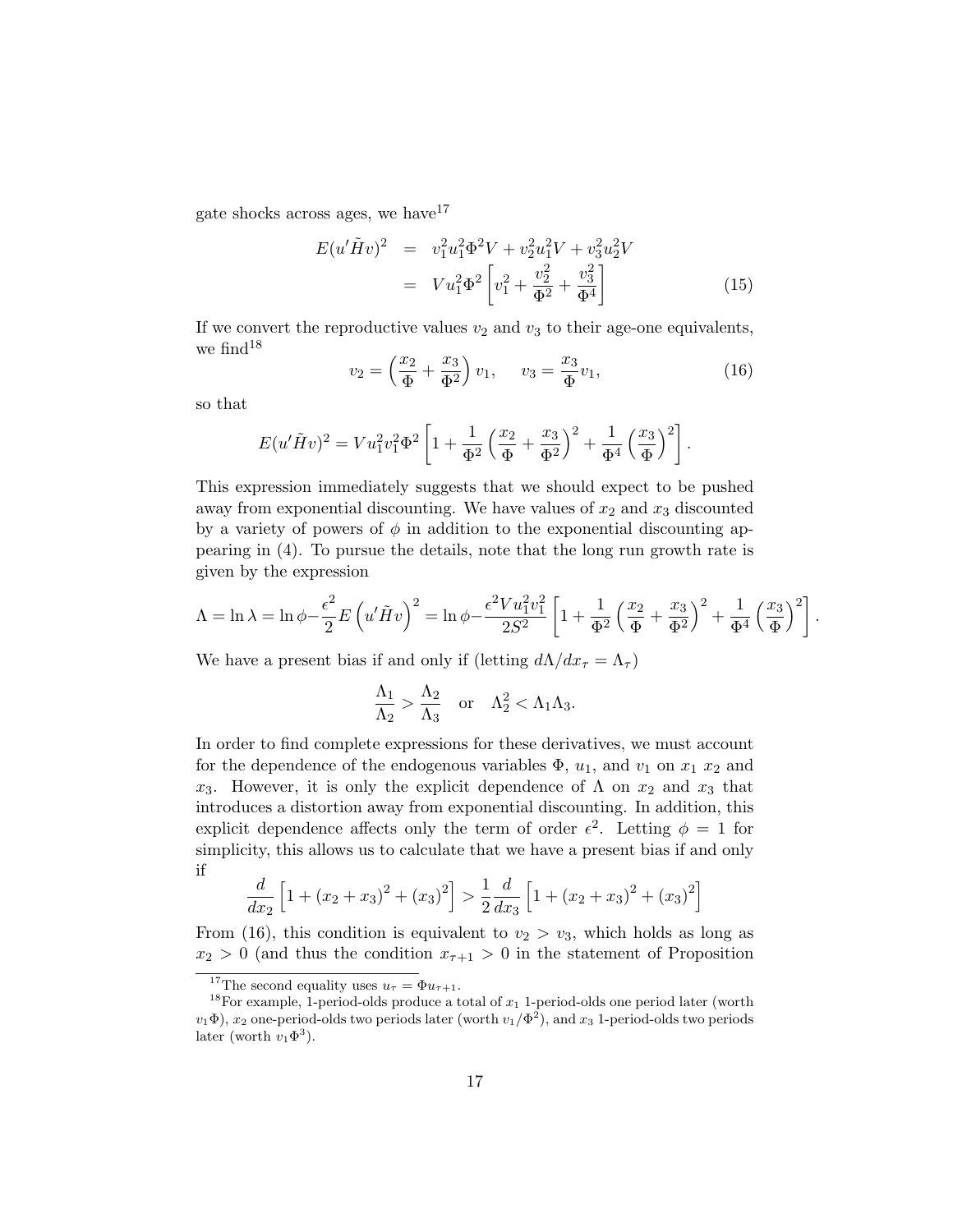gate shocks across ages, we have[17]

$$E(u'\tilde{H}v)^2 = v_1^2 u_1^2 \Phi^2 V + v_2^2 u_1^2 V + v_3^2 u_2^2 V$$
$$= V u_1^2 \Phi^2 \left[ v_1^2 + \frac{v_2^2}{\Phi^2} + \frac{v_3^2}{\Phi^4} \right] \tag{15}$$

If we convert the reproductive values $v_2$ and $v_3$ to their age-one equivalents, we find[18]

$$v_2 = \left( \frac{x_2}{\Phi} + \frac{x_3}{\Phi^2} \right) v_1, \qquad v_3 = \frac{x_3}{\Phi} v_1, \tag{16}$$

so that

$$E(u'\tilde{H}v)^2 = V u_1^2 v_1^2 \Phi^2 \left[ 1 + \frac{1}{\Phi^2} \left( \frac{x_2}{\Phi} + \frac{x_3}{\Phi^2} \right)^2 + \frac{1}{\Phi^4} \left( \frac{x_3}{\Phi} \right)^2 \right].$$

This expression immediately suggests that we should expect to be pushed away from exponential discounting. We have values of $x_2$ and $x_3$ discounted by a variety of powers of $\phi$ in addition to the exponential discounting appearing in (4). To pursue the details, note that the long run growth rate is given by the expression

$$\Lambda = \ln \lambda = \ln \phi - \frac{\epsilon^2}{2} E\left(u'\tilde{H}v\right)^2 = \ln \phi - \frac{\epsilon^2 V u_1^2 v_1^2}{2S^2} \left[ 1 + \frac{1}{\Phi^2} \left( \frac{x_2}{\Phi} + \frac{x_3}{\Phi^2} \right)^2 + \frac{1}{\Phi^4} \left( \frac{x_3}{\Phi} \right)^2 \right].$$

We have a present bias if and only if (letting $d\Lambda/dx_\tau = \Lambda_\tau$)

$$\frac{\Lambda_1}{\Lambda_2} > \frac{\Lambda_2}{\Lambda_3} \quad \text{or} \quad \Lambda_2^2 < \Lambda_1 \Lambda_3.$$

In order to find complete expressions for these derivatives, we must account for the dependence of the endogenous variables $\Phi$, $u_1$, and $v_1$ on $x_1$ $x_2$ and $x_3$. However, it is only the explicit dependence of $\Lambda$ on $x_2$ and $x_3$ that introduces a distortion away from exponential discounting. In addition, this explicit dependence affects only the term of order $\epsilon^2$. Letting $\phi = 1$ for simplicity, this allows us to calculate that we have a present bias if and only if

$$\frac{d}{dx_2} \left[ 1 + (x_2 + x_3)^2 + (x_3)^2 \right] > \frac{1}{2} \frac{d}{dx_3} \left[ 1 + (x_2 + x_3)^2 + (x_3)^2 \right]$$

From (16), this condition is equivalent to $v_2 > v_3$, which holds as long as $x_2 > 0$ (and thus the condition $x_{\tau+1} > 0$ in the statement of Proposition

[17] The second equality uses $u_\tau = \Phi u_{\tau+1}$.

[18] For example, 1-period-olds produce a total of $x_1$ 1-period-olds one period later (worth $v_1 \Phi$), $x_2$ one-period-olds two periods later (worth $v_1/\Phi^2$), and $x_3$ 1-period-olds two periods later (worth $v_1 \Phi^3$).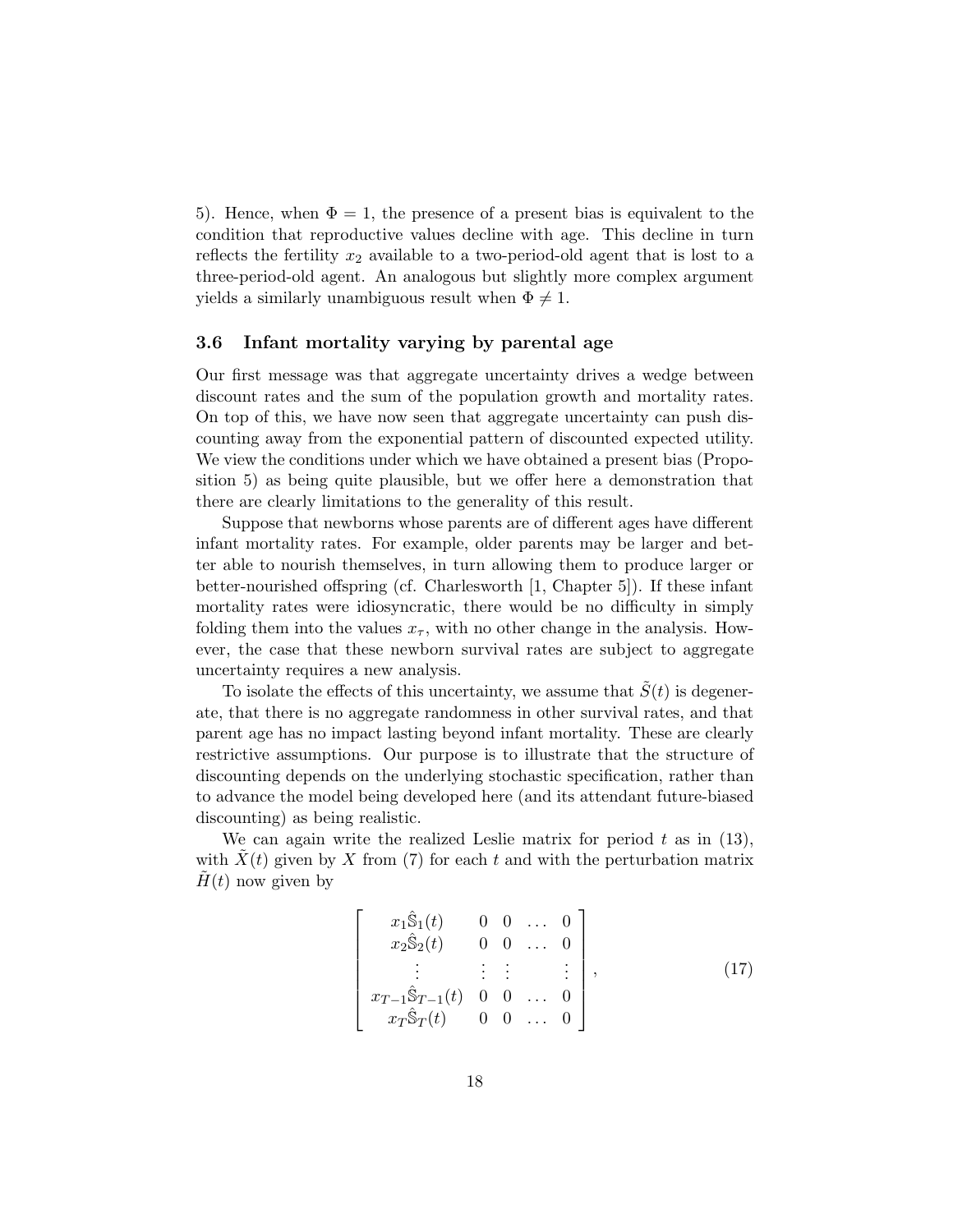5). Hence, when $\Phi = 1$, the presence of a present bias is equivalent to the condition that reproductive values decline with age. This decline in turn reflects the fertility $x_2$ available to a two-period-old agent that is lost to a three-period-old agent. An analogous but slightly more complex argument yields a similarly unambiguous result when $\Phi \neq 1$.

### 3.6 Infant mortality varying by parental age

Our first message was that aggregate uncertainty drives a wedge between discount rates and the sum of the population growth and mortality rates. On top of this, we have now seen that aggregate uncertainty can push discounting away from the exponential pattern of discounted expected utility. We view the conditions under which we have obtained a present bias (Proposition 5) as being quite plausible, but we offer here a demonstration that there are clearly limitations to the generality of this result.

Suppose that newborns whose parents are of different ages have different infant mortality rates. For example, older parents may be larger and better able to nourish themselves, in turn allowing them to produce larger or better-nourished offspring (cf. Charlesworth [1, Chapter 5]). If these infant mortality rates were idiosyncratic, there would be no difficulty in simply folding them into the values $x_\tau$, with no other change in the analysis. However, the case that these newborn survival rates are subject to aggregate uncertainty requires a new analysis.

To isolate the effects of this uncertainty, we assume that $\tilde{S}(t)$ is degenerate, that there is no aggregate randomness in other survival rates, and that parent age has no impact lasting beyond infant mortality. These are clearly restrictive assumptions. Our purpose is to illustrate that the structure of discounting depends on the underlying stochastic specification, rather than to advance the model being developed here (and its attendant future-biased discounting) as being realistic.

We can again write the realized Leslie matrix for period $t$ as in (13), with $\tilde{X}(t)$ given by $X$ from (7) for each $t$ and with the perturbation matrix $\tilde{H}(t)$ now given by

$$\begin{bmatrix} x_1\hat{\mathbb{S}}_1(t) & 0 & 0 & \dots & 0 \\ x_2\hat{\mathbb{S}}_2(t) & 0 & 0 & \dots & 0 \\ \vdots & \vdots & \vdots & & \vdots \\ x_{T-1}\hat{\mathbb{S}}_{T-1}(t) & 0 & 0 & \dots & 0 \\ x_T\hat{\mathbb{S}}_T(t) & 0 & 0 & \dots & 0 \end{bmatrix}, \tag{17}$$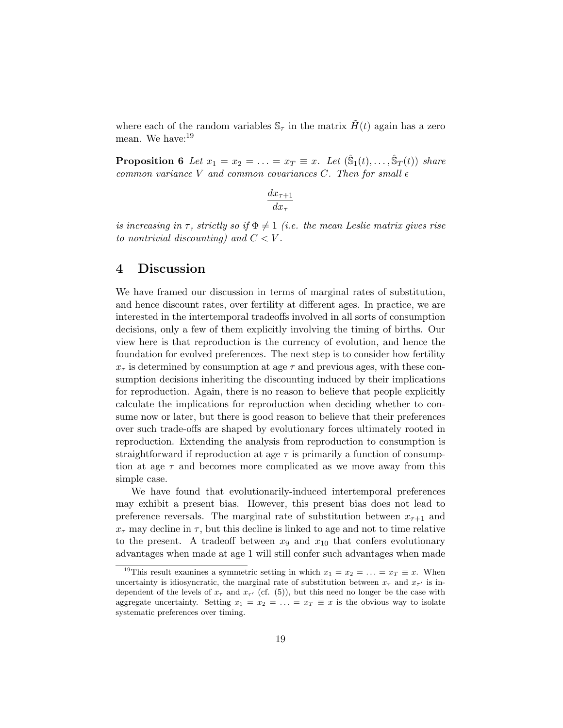where each of the random variables $\mathbb{S}_\tau$ in the matrix $\tilde{H}(t)$ again has a zero mean. We have:[19]

**Proposition 6** *Let $x_1 = x_2 = \ldots = x_T \equiv x$. Let $(\hat{\mathbb{S}}_1(t), \ldots, \hat{\mathbb{S}}_T(t))$ share common variance $V$ and common covariances $C$. Then for small $\epsilon$*

$$\frac{dx_{\tau+1}}{dx_\tau}$$

*is increasing in $\tau$, strictly so if $\Phi \neq 1$ (i.e. the mean Leslie matrix gives rise to nontrivial discounting) and $C < V$.*

# 4 Discussion

We have framed our discussion in terms of marginal rates of substitution, and hence discount rates, over fertility at different ages. In practice, we are interested in the intertemporal tradeoffs involved in all sorts of consumption decisions, only a few of them explicitly involving the timing of births. Our view here is that reproduction is the currency of evolution, and hence the foundation for evolved preferences. The next step is to consider how fertility $x_\tau$ is determined by consumption at age $\tau$ and previous ages, with these consumption decisions inheriting the discounting induced by their implications for reproduction. Again, there is no reason to believe that people explicitly calculate the implications for reproduction when deciding whether to consume now or later, but there is good reason to believe that their preferences over such trade-offs are shaped by evolutionary forces ultimately rooted in reproduction. Extending the analysis from reproduction to consumption is straightforward if reproduction at age $\tau$ is primarily a function of consumption at age $\tau$ and becomes more complicated as we move away from this simple case.

We have found that evolutionarily-induced intertemporal preferences may exhibit a present bias. However, this present bias does not lead to preference reversals. The marginal rate of substitution between $x_{\tau+1}$ and $x_\tau$ may decline in $\tau$, but this decline is linked to age and not to time relative to the present. A tradeoff between $x_9$ and $x_{10}$ that confers evolutionary advantages when made at age 1 will still confer such advantages when made

[19] This result examines a symmetric setting in which $x_1 = x_2 = \ldots = x_T \equiv x$. When uncertainty is idiosyncratic, the marginal rate of substitution between $x_\tau$ and $x_{\tau'}$ is independent of the levels of $x_\tau$ and $x_{\tau'}$ (cf. (5)), but this need no longer be the case with aggregate uncertainty. Setting $x_1 = x_2 = \ldots = x_T \equiv x$ is the obvious way to isolate systematic preferences over timing.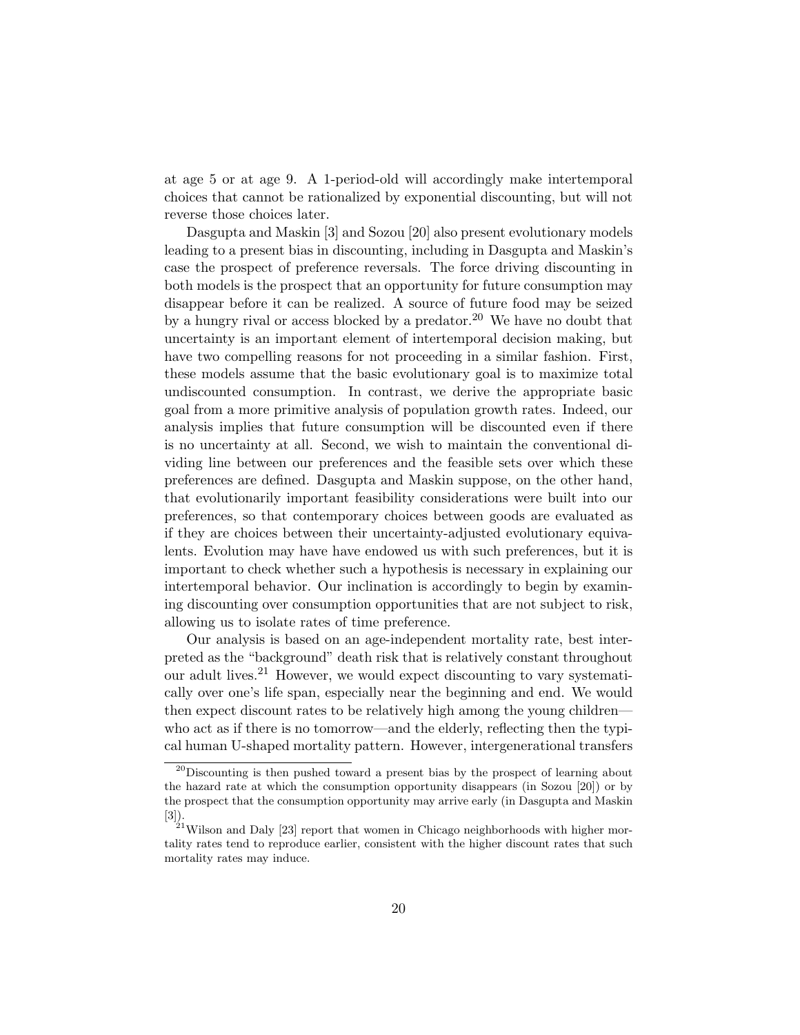at age 5 or at age 9. A 1-period-old will accordingly make intertemporal choices that cannot be rationalized by exponential discounting, but will not reverse those choices later.

Dasgupta and Maskin [3] and Sozou [20] also present evolutionary models leading to a present bias in discounting, including in Dasgupta and Maskin's case the prospect of preference reversals. The force driving discounting in both models is the prospect that an opportunity for future consumption may disappear before it can be realized. A source of future food may be seized by a hungry rival or access blocked by a predator.[20] We have no doubt that uncertainty is an important element of intertemporal decision making, but have two compelling reasons for not proceeding in a similar fashion. First, these models assume that the basic evolutionary goal is to maximize total undiscounted consumption. In contrast, we derive the appropriate basic goal from a more primitive analysis of population growth rates. Indeed, our analysis implies that future consumption will be discounted even if there is no uncertainty at all. Second, we wish to maintain the conventional dividing line between our preferences and the feasible sets over which these preferences are defined. Dasgupta and Maskin suppose, on the other hand, that evolutionarily important feasibility considerations were built into our preferences, so that contemporary choices between goods are evaluated as if they are choices between their uncertainty-adjusted evolutionary equivalents. Evolution may have have endowed us with such preferences, but it is important to check whether such a hypothesis is necessary in explaining our intertemporal behavior. Our inclination is accordingly to begin by examining discounting over consumption opportunities that are not subject to risk, allowing us to isolate rates of time preference.

Our analysis is based on an age-independent mortality rate, best interpreted as the "background" death risk that is relatively constant throughout our adult lives.[21] However, we would expect discounting to vary systematically over one's life span, especially near the beginning and end. We would then expect discount rates to be relatively high among the young children—who act as if there is no tomorrow—and the elderly, reflecting then the typical human U-shaped mortality pattern. However, intergenerational transfers

[20] Discounting is then pushed toward a present bias by the prospect of learning about the hazard rate at which the consumption opportunity disappears (in Sozou [20]) or by the prospect that the consumption opportunity may arrive early (in Dasgupta and Maskin [3]).

[21] Wilson and Daly [23] report that women in Chicago neighborhoods with higher mortality rates tend to reproduce earlier, consistent with the higher discount rates that such mortality rates may induce.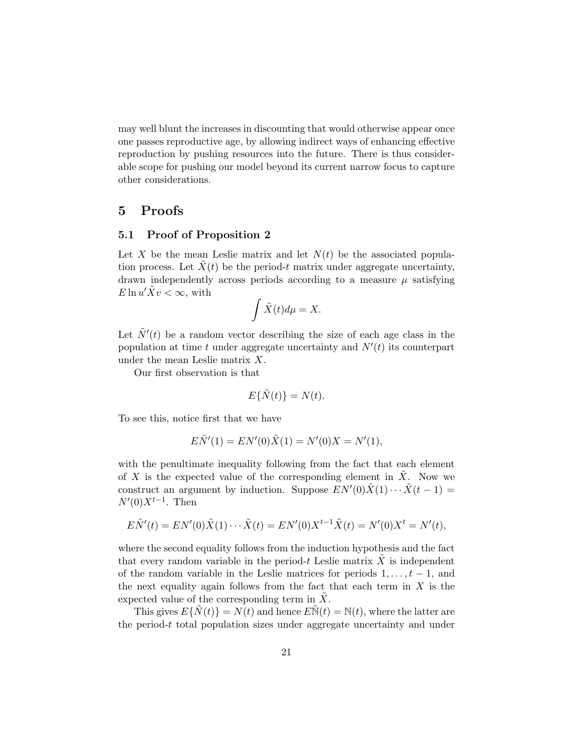may well blunt the increases in discounting that would otherwise appear once one passes reproductive age, by allowing indirect ways of enhancing effective reproduction by pushing resources into the future. There is thus considerable scope for pushing our model beyond its current narrow focus to capture other considerations.

# 5 Proofs

## 5.1 Proof of Proposition 2

Let $X$ be the mean Leslie matrix and let $N(t)$ be the associated population process. Let $\tilde{X}(t)$ be the period-$t$ matrix under aggregate uncertainty, drawn independently across periods according to a measure $\mu$ satisfying $E \ln u'\tilde{X}v < \infty$, with

$$\int \tilde{X}(t) d\mu = X.$$

Let $\tilde{N}'(t)$ be a random vector describing the size of each age class in the population at time $t$ under aggregate uncertainty and $N'(t)$ its counterpart under the mean Leslie matrix $X$.

Our first observation is that

$$E\{\tilde{N}(t)\} = N(t).$$

To see this, notice first that we have

$$E\tilde{N}'(1) = EN'(0)\tilde{X}(1) = N'(0)X = N'(1),$$

with the penultimate inequality following from the fact that each element of $X$ is the expected value of the corresponding element in $\tilde{X}$. Now we construct an argument by induction. Suppose $EN'(0)\tilde{X}(1)\cdots\tilde{X}(t-1) = N'(0)X^{t-1}$. Then

$$E\tilde{N}'(t) = EN'(0)\tilde{X}(1)\cdots\tilde{X}(t) = EN'(0)X^{t-1}\tilde{X}(t) = N'(0)X^t = N'(t),$$

where the second equality follows from the induction hypothesis and the fact that every random variable in the period-$t$ Leslie matrix $\tilde{X}$ is independent of the random variable in the Leslie matrices for periods $1, \ldots, t-1$, and the next equality again follows from the fact that each term in $X$ is the expected value of the corresponding term in $\tilde{X}$.

This gives $E\{\tilde{N}(t)\} = N(t)$ and hence $E\tilde{\mathbb{N}}(t) = \mathbb{N}(t)$, where the latter are the period-$t$ total population sizes under aggregate uncertainty and under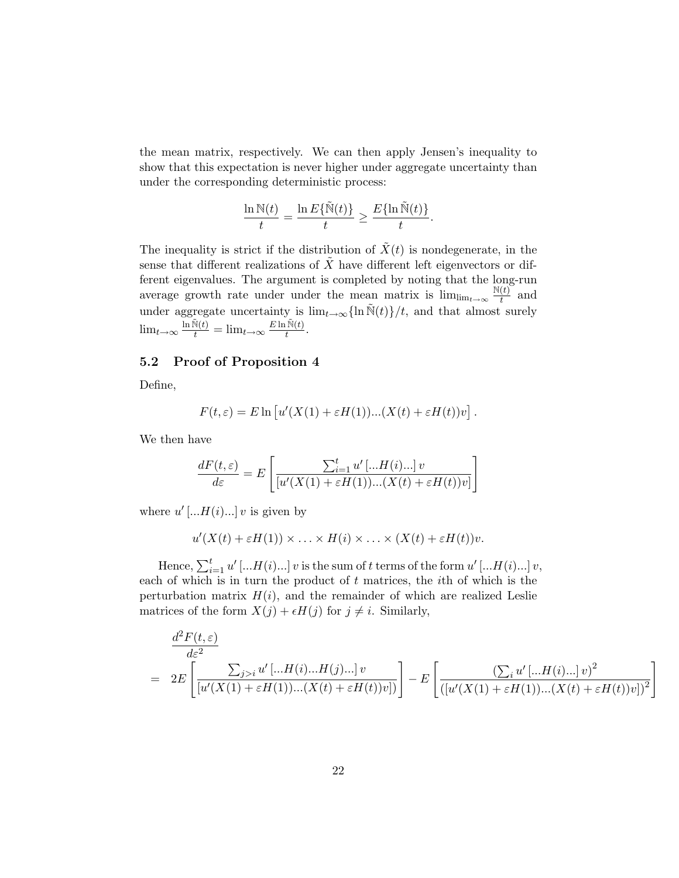the mean matrix, respectively. We can then apply Jensen's inequality to show that this expectation is never higher under aggregate uncertainty than under the corresponding deterministic process:

$$\frac{\ln \mathbb{N}(t)}{t} = \frac{\ln E\{\tilde{\mathbb{N}}(t)\}}{t} \geq \frac{E\{\ln \tilde{\mathbb{N}}(t)\}}{t}.$$

The inequality is strict if the distribution of $\tilde{X}(t)$ is nondegenerate, in the sense that different realizations of $\tilde{X}$ have different left eigenvectors or different eigenvalues. The argument is completed by noting that the long-run average growth rate under under the mean matrix is $\lim_{\lim_{t\to\infty}} \frac{\mathbb{N}(t)}{t}$ and under aggregate uncertainty is $\lim_{t\to\infty}\{\ln \tilde{\mathbb{N}}(t)\}/t$, and that almost surely $\lim_{t\to\infty} \frac{\ln \tilde{\mathbb{N}}(t)}{t} = \lim_{t\to\infty} \frac{E \ln \tilde{\mathbb{N}}(t)}{t}$.

## 5.2 Proof of Proposition 4

Define,

$$F(t,\varepsilon) = E \ln \left[ u'(X(1)+\varepsilon H(1))...(X(t)+\varepsilon H(t))v \right].$$

We then have

$$\frac{dF(t,\varepsilon)}{d\varepsilon} = E\left[ \frac{\sum_{i=1}^{t} u' \left[...H(i)...\right] v}{\left[u'(X(1)+\varepsilon H(1))...(X(t)+\varepsilon H(t))v\right]} \right]$$

where $u' \left[...H(i)...\right] v$ is given by

$$u'(X(t)+\varepsilon H(1)) \times \ldots \times H(i) \times \ldots \times (X(t)+\varepsilon H(t))v.$$

Hence, $\sum_{i=1}^{t} u' \left[...H(i)...\right] v$ is the sum of $t$ terms of the form $u' \left[...H(i)...\right] v$, each of which is in turn the product of $t$ matrices, the $i$th of which is the perturbation matrix $H(i)$, and the remainder of which are realized Leslie matrices of the form $X(j) + \epsilon H(j)$ for $j \neq i$. Similarly,

$$\begin{aligned} & \frac{d^2 F(t,\varepsilon)}{d\varepsilon^2} \\ = \;& 2E\left[ \frac{\sum_{j>i} u' \left[...H(i)...H(j)...\right] v}{\left[u'(X(1)+\varepsilon H(1))...(X(t)+\varepsilon H(t))v\right])} \right] - E\left[ \frac{\left(\sum_i u' \left[...H(i)...\right] v\right)^2}{\left(\left[u'(X(1)+\varepsilon H(1))...(X(t)+\varepsilon H(t))v\right]\right)^2} \right] \end{aligned}$$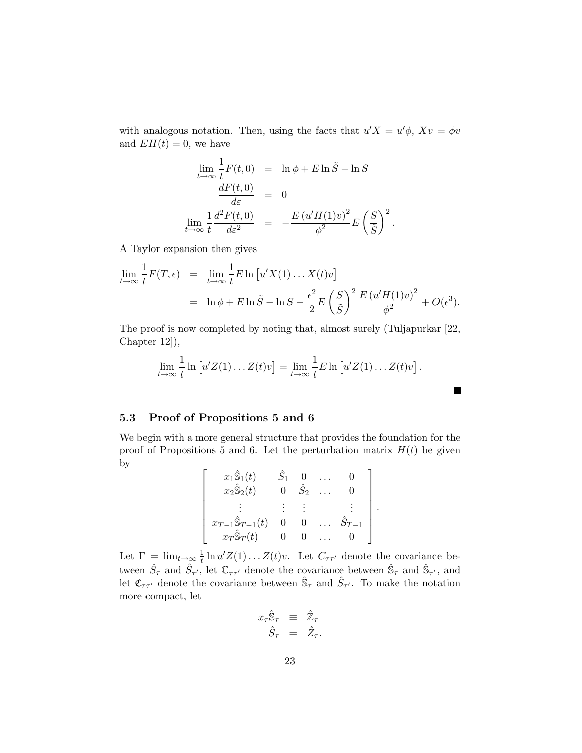with analogous notation. Then, using the facts that $u'X = u'\phi$, $Xv = \phi v$ and $EH(t) = 0$, we have

$$
\begin{aligned}
\lim_{t\to\infty} \frac{1}{t} F(t,0) &= \ln \phi + E \ln \tilde{S} - \ln S \\
\frac{dF(t,0)}{d\varepsilon} &= 0 \\
\lim_{t\to\infty} \frac{1}{t} \frac{d^2 F(t,0)}{d\varepsilon^2} &= -\frac{E\left(u'H(1)v\right)^2}{\phi^2} E\left(\frac{S}{\tilde{S}}\right)^2.
\end{aligned}
$$

A Taylor expansion then gives

$$
\begin{aligned}
\lim_{t\to\infty} \frac{1}{t} F(T,\epsilon) &= \lim_{t\to\infty} \frac{1}{t} E \ln\left[u'X(1)\ldots X(t)v\right] \\
&= \ln \phi + E \ln \tilde{S} - \ln S - \frac{\epsilon^2}{2} E\left(\frac{S}{\tilde{S}}\right)^2 \frac{E\left(u'H(1)v\right)^2}{\phi^2} + O(\epsilon^3).
\end{aligned}
$$

The proof is now completed by noting that, almost surely (Tuljapurkar [22, Chapter 12]),

$$
\lim_{t\to\infty} \frac{1}{t} \ln\left[u'Z(1)\ldots Z(t)v\right] = \lim_{t\to\infty} \frac{1}{t} E \ln\left[u'Z(1)\ldots Z(t)v\right].
$$

■

### 5.3 Proof of Propositions 5 and 6

We begin with a more general structure that provides the foundation for the proof of Propositions 5 and 6. Let the perturbation matrix $H(t)$ be given by

$$
\left[\begin{array}{ccccc}
x_1\hat{\mathbb{S}}_1(t) & \hat{S}_1 & 0 & \ldots & 0 \\
x_2\hat{\mathbb{S}}_2(t) & 0 & \hat{S}_2 & \ldots & 0 \\
\vdots & \vdots & \vdots & & \vdots \\
x_{T-1}\hat{\mathbb{S}}_{T-1}(t) & 0 & 0 & \ldots & \hat{S}_{T-1} \\
x_T\hat{\mathbb{S}}_T(t) & 0 & 0 & \ldots & 0
\end{array}\right].
$$

Let $\Gamma = \lim_{t\to\infty} \frac{1}{t} \ln u'Z(1)\ldots Z(t)v$. Let $C_{\tau\tau'}$ denote the covariance between $\hat{S}_\tau$ and $\hat{S}_{\tau'}$, let $\mathbb{C}_{\tau\tau'}$ denote the covariance between $\hat{\mathbb{S}}_\tau$ and $\hat{\mathbb{S}}_{\tau'}$, and let $\mathfrak{C}_{\tau\tau'}$ denote the covariance between $\hat{\mathbb{S}}_\tau$ and $\hat{S}_{\tau'}$. To make the notation more compact, let

$$
\begin{aligned}
x_\tau\hat{\mathbb{S}}_\tau &\equiv \hat{\mathbb{Z}}_\tau \\
\hat{S}_\tau &= \hat{Z}_\tau.
\end{aligned}
$$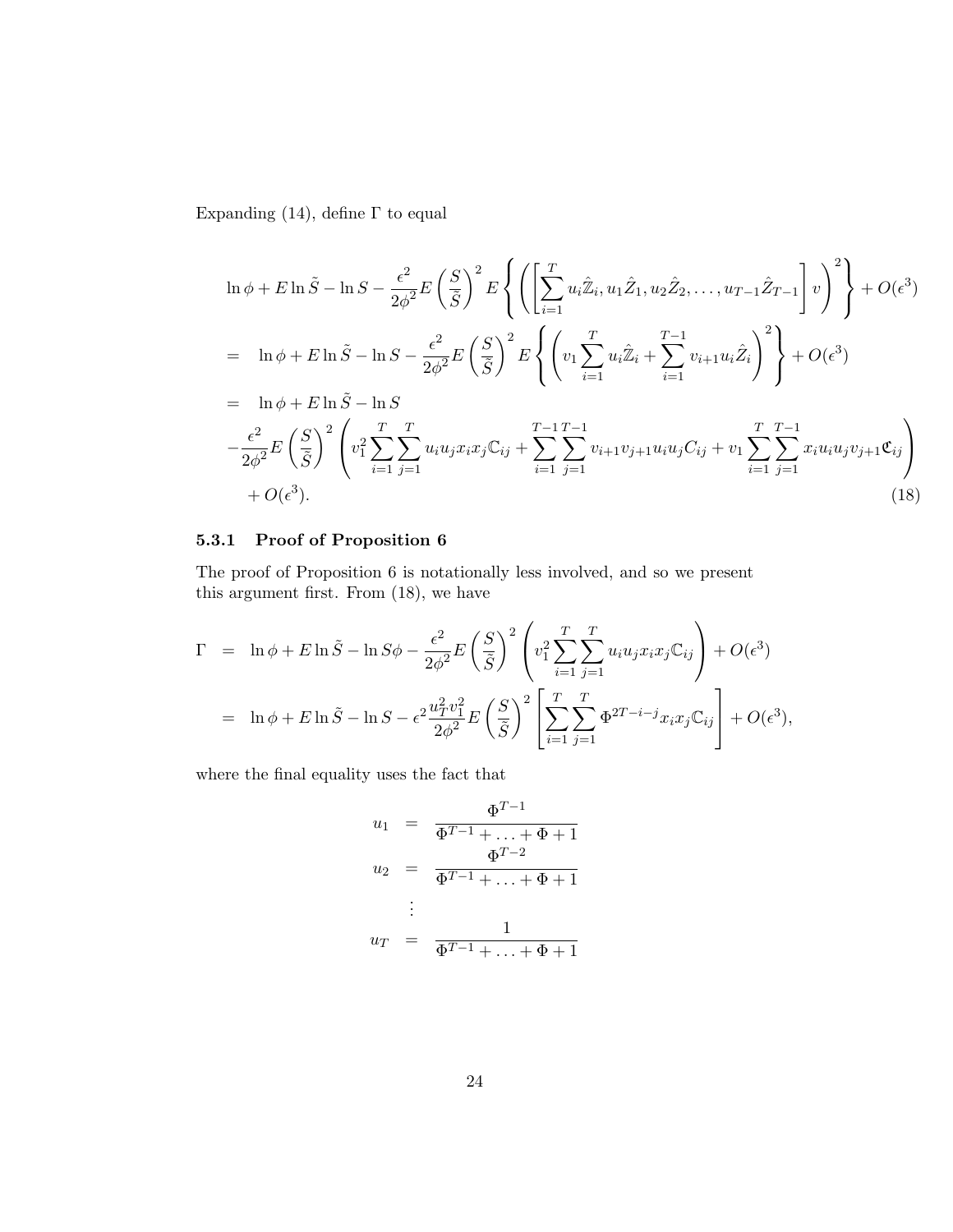Expanding (14), define $\Gamma$ to equal

$$
\begin{aligned}
& \ln \phi + E \ln \tilde{S} - \ln S - \frac{\epsilon^2}{2\phi^2} E\left(\frac{S}{\bar{\tilde{S}}}\right)^2 E\left\{\left(\left[\sum_{i=1}^{T} u_i \hat{\mathbb{Z}}_i, u_1 \hat{Z}_1, u_2 \hat{Z}_2, \ldots, u_{T-1} \hat{Z}_{T-1}\right] v\right)^2\right\} + O(\epsilon^3) \\
= \quad & \ln \phi + E \ln \tilde{S} - \ln S - \frac{\epsilon^2}{2\phi^2} E\left(\frac{S}{\bar{\tilde{S}}}\right)^2 E\left\{\left(v_1 \sum_{i=1}^{T} u_i \hat{\mathbb{Z}}_i + \sum_{i=1}^{T-1} v_{i+1} u_i \hat{Z}_i\right)^2\right\} + O(\epsilon^3) \\
= \quad & \ln \phi + E \ln \tilde{S} - \ln S \\
& - \frac{\epsilon^2}{2\phi^2} E\left(\frac{S}{\bar{\tilde{S}}}\right)^2 \left(v_1^2 \sum_{i=1}^{T}\sum_{j=1}^{T} u_i u_j x_i x_j \mathbb{C}_{ij} + \sum_{i=1}^{T-1}\sum_{j=1}^{T-1} v_{i+1} v_{j+1} u_i u_j C_{ij} + v_1 \sum_{i=1}^{T}\sum_{j=1}^{T-1} x_i u_i u_j v_{j+1} \mathfrak{C}_{ij}\right) \\
& + O(\epsilon^3). \qquad (18)
\end{aligned}
$$

### 5.3.1 Proof of Proposition 6

The proof of Proposition 6 is notationally less involved, and so we present this argument first. From (18), we have

$$
\begin{aligned}
\Gamma \quad = \quad & \ln \phi + E \ln \tilde{S} - \ln S\phi - \frac{\epsilon^2}{2\phi^2} E\left(\frac{S}{\bar{\tilde{S}}}\right)^2 \left(v_1^2 \sum_{i=1}^{T}\sum_{j=1}^{T} u_i u_j x_i x_j \mathbb{C}_{ij}\right) + O(\epsilon^3) \\
= \quad & \ln \phi + E \ln \tilde{S} - \ln S - \epsilon^2 \frac{u_T^2 v_1^2}{2\phi^2} E\left(\frac{S}{\bar{\tilde{S}}}\right)^2 \left[\sum_{i=1}^{T}\sum_{j=1}^{T} \Phi^{2T-i-j} x_i x_j \mathbb{C}_{ij}\right] + O(\epsilon^3),
\end{aligned}
$$

where the final equality uses the fact that

$$
\begin{aligned}
u_1 &= \frac{\Phi^{T-1}}{\Phi^{T-1} + \ldots + \Phi + 1} \\
u_2 &= \frac{\Phi^{T-2}}{\Phi^{T-1} + \ldots + \Phi + 1} \\
&\vdots \\
u_T &= \frac{1}{\Phi^{T-1} + \ldots + \Phi + 1}
\end{aligned}
$$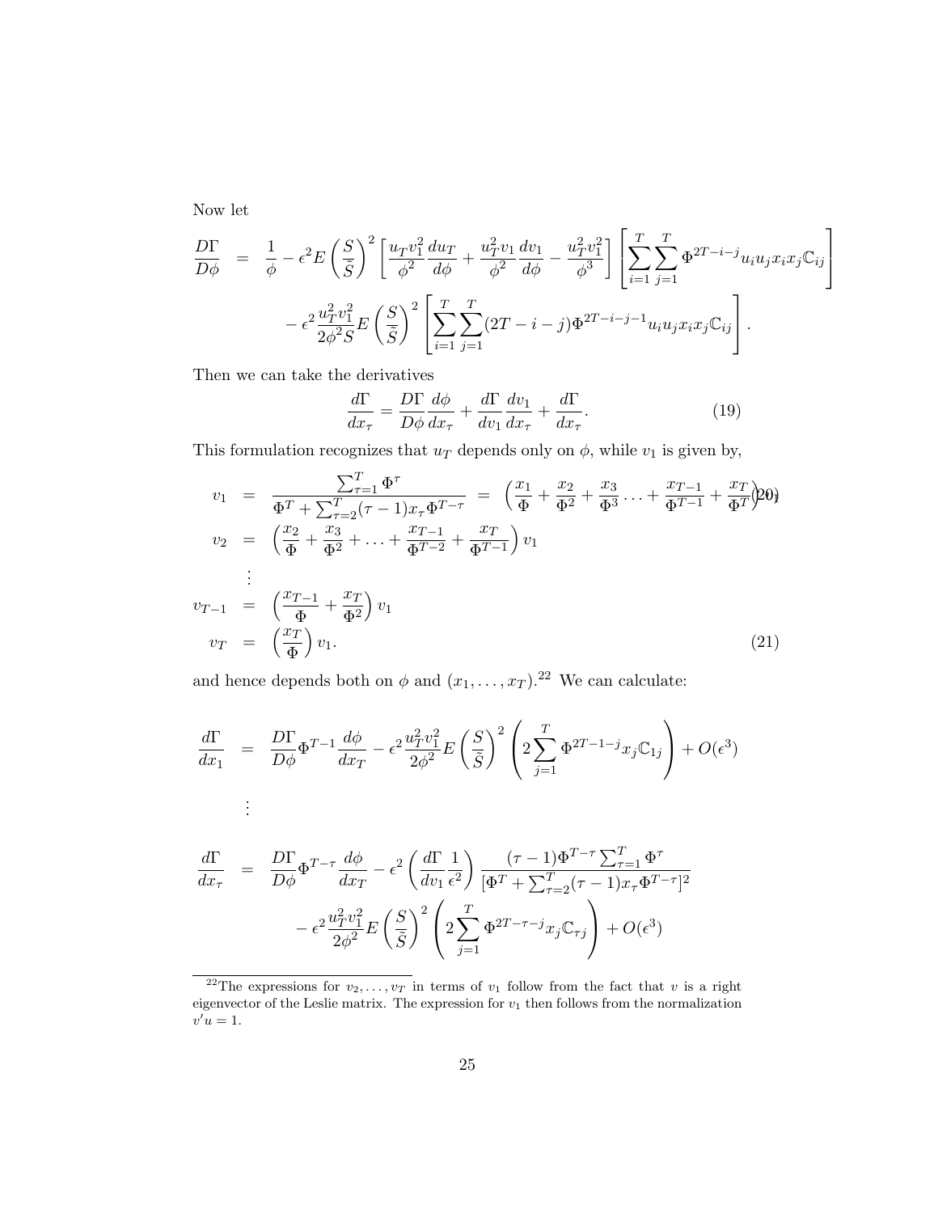Now let

$$
\begin{aligned}
\frac{D\Gamma}{D\phi} &= \frac{1}{\phi} - \epsilon^2 E\left(\frac{S}{\tilde{S}}\right)^2 \left[\frac{u_T v_1^2}{\phi^2}\frac{du_T}{d\phi} + \frac{u_T^2 v_1}{\phi^2}\frac{dv_1}{d\phi} - \frac{u_T^2 v_1^2}{\phi^3}\right]\left[\sum_{i=1}^{T}\sum_{j=1}^{T}\Phi^{2T-i-j}u_i u_j x_i x_j \mathbb{C}_{ij}\right] \\
&\quad - \epsilon^2 \frac{u_T^2 v_1^2}{2\phi^2 S} E\left(\frac{S}{\tilde{S}}\right)^2 \left[\sum_{i=1}^{T}\sum_{j=1}^{T}(2T-i-j)\Phi^{2T-i-j-1}u_i u_j x_i x_j \mathbb{C}_{ij}\right].
\end{aligned}
$$

Then we can take the derivatives

$$
\frac{d\Gamma}{dx_\tau} = \frac{D\Gamma}{D\phi}\frac{d\phi}{dx_\tau} + \frac{d\Gamma}{dv_1}\frac{dv_1}{dx_\tau} + \frac{d\Gamma}{dx_\tau}. \tag{19}
$$

This formulation recognizes that $u_T$ depends only on $\phi$, while $v_1$ is given by,

$$
\begin{aligned}
v_1 &= \frac{\sum_{\tau=1}^{T}\Phi^\tau}{\Phi^T + \sum_{\tau=2}^{T}(\tau-1)x_\tau \Phi^{T-\tau}} = \left(\frac{x_1}{\Phi} + \frac{x_2}{\Phi^2} + \frac{x_3}{\Phi^3}\ldots + \frac{x_{T-1}}{\Phi^{T-1}} + \frac{x_T}{\Phi^T}\right)v_1 \qquad (20) \\
v_2 &= \left(\frac{x_2}{\Phi} + \frac{x_3}{\Phi^2} + \ldots + \frac{x_{T-1}}{\Phi^{T-2}} + \frac{x_T}{\Phi^{T-1}}\right)v_1 \\
&\;\vdots \\
v_{T-1} &= \left(\frac{x_{T-1}}{\Phi} + \frac{x_T}{\Phi^2}\right)v_1 \\
v_T &= \left(\frac{x_T}{\Phi}\right)v_1. \qquad (21)
\end{aligned}
$$

and hence depends both on $\phi$ and $(x_1, \ldots, x_T)$.[22] We can calculate:

$$
\frac{d\Gamma}{dx_1} = \frac{D\Gamma}{D\phi}\Phi^{T-1}\frac{d\phi}{dx_T} - \epsilon^2 \frac{u_T^2 v_1^2}{2\phi^2} E\left(\frac{S}{\tilde{S}}\right)^2 \left(2\sum_{j=1}^{T}\Phi^{2T-1-j}x_j \mathbb{C}_{1j}\right) + O(\epsilon^3)
$$

$$
\vdots
$$

$$
\begin{aligned}
\frac{d\Gamma}{dx_\tau} &= \frac{D\Gamma}{D\phi}\Phi^{T-\tau}\frac{d\phi}{dx_T} - \epsilon^2\left(\frac{d\Gamma}{dv_1}\frac{1}{\epsilon^2}\right)\frac{(\tau-1)\Phi^{T-\tau}\sum_{\tau=1}^{T}\Phi^\tau}{[\Phi^T + \sum_{\tau=2}^{T}(\tau-1)x_\tau \Phi^{T-\tau}]^2} \\
&\quad - \epsilon^2 \frac{u_T^2 v_1^2}{2\phi^2} E\left(\frac{S}{\tilde{S}}\right)^2 \left(2\sum_{j=1}^{T}\Phi^{2T-\tau-j}x_j \mathbb{C}_{\tau j}\right) + O(\epsilon^3)
\end{aligned}
$$

---

[22] The expressions for $v_2, \ldots, v_T$ in terms of $v_1$ follow from the fact that $v$ is a right eigenvector of the Leslie matrix. The expression for $v_1$ then follows from the normalization $v'u = 1$.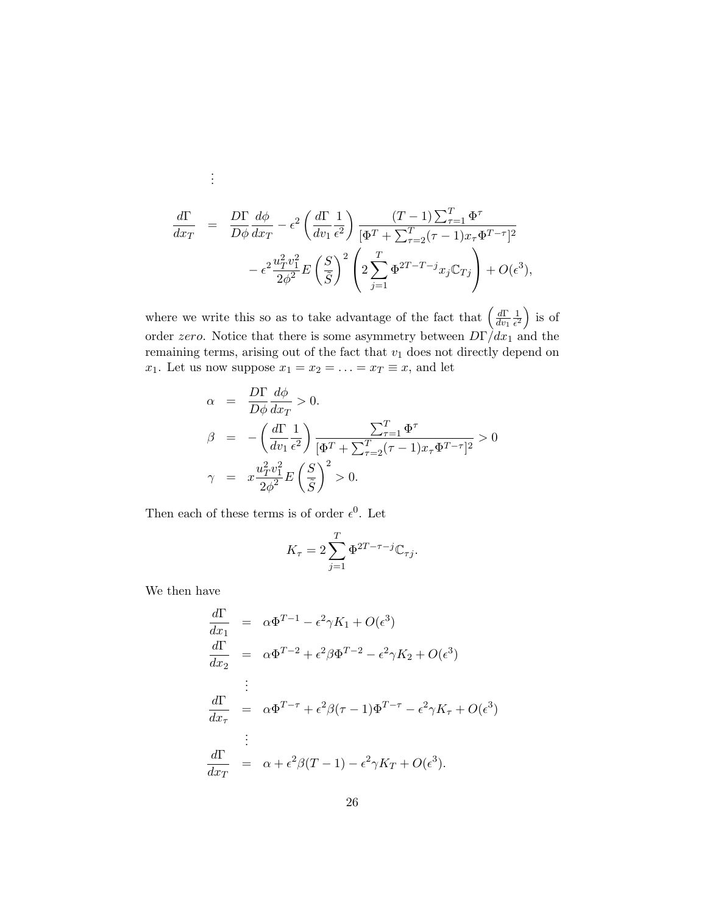$$\vdots$$

$$
\begin{aligned}
\frac{d\Gamma}{dx_T} &= \frac{D\Gamma}{D\phi}\frac{d\phi}{dx_T} - \epsilon^2 \left(\frac{d\Gamma}{dv_1}\frac{1}{\epsilon^2}\right) \frac{(T-1)\sum_{\tau=1}^{T}\Phi^{\tau}}{[\Phi^T + \sum_{\tau=2}^{T}(\tau-1)x_\tau \Phi^{T-\tau}]^2} \\
&\quad - \epsilon^2 \frac{u_T^2 v_1^2}{2\phi^2} E\left(\frac{S}{\bar{\tilde{S}}}\right)^2 \left(2\sum_{j=1}^{T}\Phi^{2T-T-j}x_j \mathbb{C}_{Tj}\right) + O(\epsilon^3),
\end{aligned}
$$

where we write this so as to take advantage of the fact that $\left(\frac{d\Gamma}{dv_1}\frac{1}{\epsilon^2}\right)$ is of order *zero*. Notice that there is some asymmetry between $D\Gamma/dx_1$ and the remaining terms, arising out of the fact that $v_1$ does not directly depend on $x_1$. Let us now suppose $x_1 = x_2 = \ldots = x_T \equiv x$, and let

$$
\begin{aligned}
\alpha &= \frac{D\Gamma}{D\phi}\frac{d\phi}{dx_T} > 0. \\
\beta &= -\left(\frac{d\Gamma}{dv_1}\frac{1}{\epsilon^2}\right)\frac{\sum_{\tau=1}^{T}\Phi^{\tau}}{[\Phi^T + \sum_{\tau=2}^{T}(\tau-1)x_\tau \Phi^{T-\tau}]^2} > 0 \\
\gamma &= x\frac{u_T^2 v_1^2}{2\phi^2} E\left(\frac{S}{\bar{\tilde{S}}}\right)^2 > 0.
\end{aligned}
$$

Then each of these terms is of order $\epsilon^0$. Let

$$
K_\tau = 2\sum_{j=1}^{T}\Phi^{2T-\tau-j}\mathbb{C}_{\tau j}.
$$

We then have

$$
\begin{aligned}
\frac{d\Gamma}{dx_1} &= \alpha\Phi^{T-1} - \epsilon^2\gamma K_1 + O(\epsilon^3) \\
\frac{d\Gamma}{dx_2} &= \alpha\Phi^{T-2} + \epsilon^2\beta\Phi^{T-2} - \epsilon^2\gamma K_2 + O(\epsilon^3) \\
&\vdots \\
\frac{d\Gamma}{dx_\tau} &= \alpha\Phi^{T-\tau} + \epsilon^2\beta(\tau-1)\Phi^{T-\tau} - \epsilon^2\gamma K_\tau + O(\epsilon^3) \\
&\vdots \\
\frac{d\Gamma}{dx_T} &= \alpha + \epsilon^2\beta(T-1) - \epsilon^2\gamma K_T + O(\epsilon^3).
\end{aligned}
$$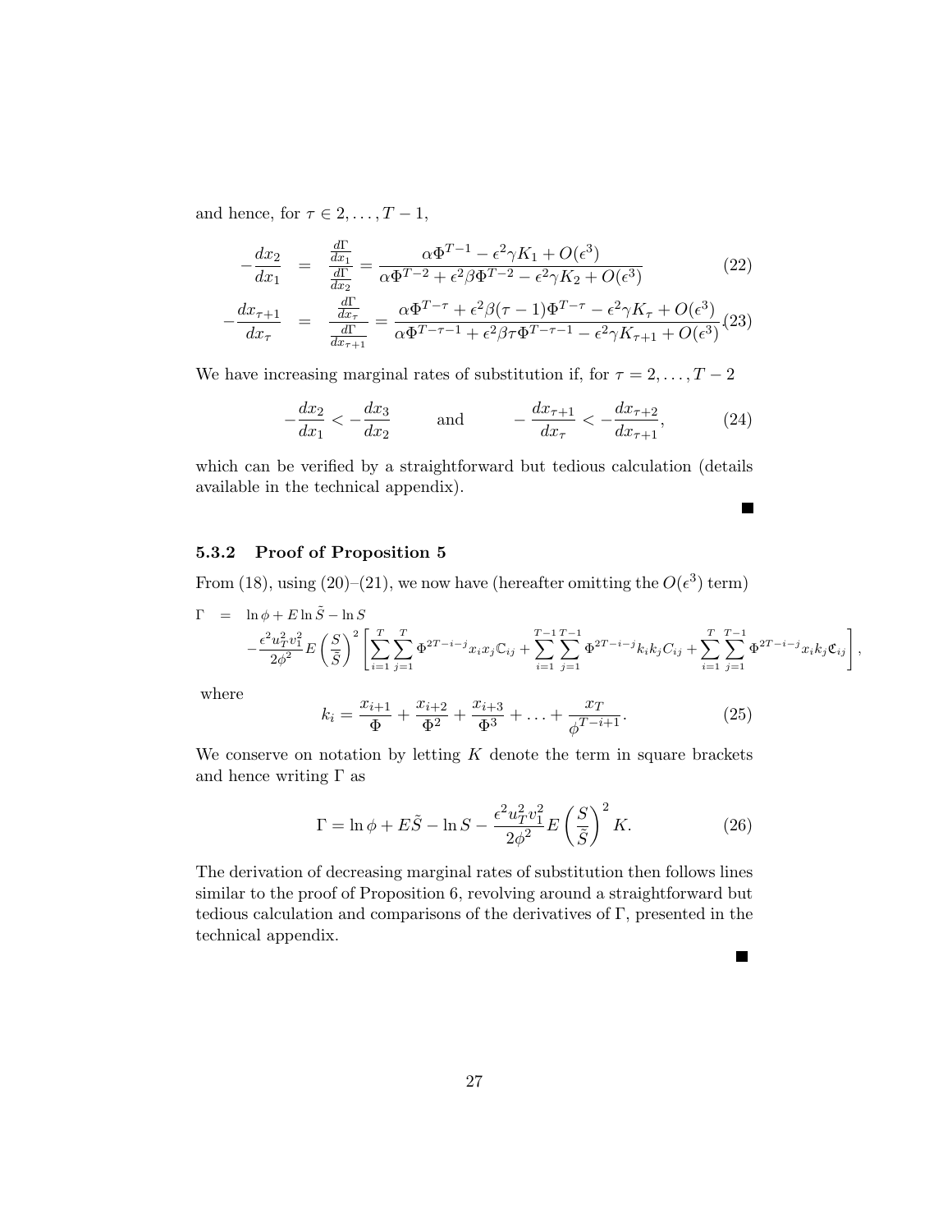and hence, for $\tau \in 2, \dots, T-1$,

$$
-\frac{dx_2}{dx_1} = \frac{\frac{d\Gamma}{dx_1}}{\frac{d\Gamma}{dx_2}} = \frac{\alpha \Phi^{T-1} - \epsilon^2 \gamma K_1 + O(\epsilon^3)}{\alpha \Phi^{T-2} + \epsilon^2 \beta \Phi^{T-2} - \epsilon^2 \gamma K_2 + O(\epsilon^3)} \tag{22}
$$

$$
-\frac{dx_{\tau+1}}{dx_\tau} = \frac{\frac{d\Gamma}{dx_\tau}}{\frac{d\Gamma}{dx_{\tau+1}}} = \frac{\alpha \Phi^{T-\tau} + \epsilon^2 \beta (\tau - 1) \Phi^{T-\tau} - \epsilon^2 \gamma K_\tau + O(\epsilon^3)}{\alpha \Phi^{T-\tau-1} + \epsilon^2 \beta \tau \Phi^{T-\tau-1} - \epsilon^2 \gamma K_{\tau+1} + O(\epsilon^3)} \tag{23}
$$

We have increasing marginal rates of substitution if, for $\tau = 2, \dots, T-2$

$$
-\frac{dx_2}{dx_1} < -\frac{dx_3}{dx_2} \qquad \text{and} \qquad -\frac{dx_{\tau+1}}{dx_\tau} < -\frac{dx_{\tau+2}}{dx_{\tau+1}}, \tag{24}
$$

which can be verified by a straightforward but tedious calculation (details available in the technical appendix). ■

### 5.3.2 Proof of Proposition 5

From (18), using (20)–(21), we now have (hereafter omitting the $O(\epsilon^3)$ term)

$$
\begin{aligned}
\Gamma = {} & \ln \phi + E \ln \tilde{S} - \ln S \\
& - \frac{\epsilon^2 u_T^2 v_1^2}{2\phi^2} E \left( \frac{S}{\tilde{S}} \right)^2 \left[ \sum_{i=1}^{T} \sum_{j=1}^{T} \Phi^{2T-i-j} x_i x_j \mathbb{C}_{ij} + \sum_{i=1}^{T-1} \sum_{j=1}^{T-1} \Phi^{2T-i-j} k_i k_j C_{ij} + \sum_{i=1}^{T} \sum_{j=1}^{T-1} \Phi^{2T-i-j} x_i k_j \mathfrak{C}_{ij} \right],
\end{aligned}
$$

where

$$
k_i = \frac{x_{i+1}}{\Phi} + \frac{x_{i+2}}{\Phi^2} + \frac{x_{i+3}}{\Phi^3} + \dots + \frac{x_T}{\phi^{T-i+1}}. \tag{25}
$$

We conserve on notation by letting $K$ denote the term in square brackets and hence writing $\Gamma$ as

$$
\Gamma = \ln \phi + E \tilde{S} - \ln S - \frac{\epsilon^2 u_T^2 v_1^2}{2\phi^2} E \left( \frac{S}{\tilde{S}} \right)^2 K. \tag{26}
$$

The derivation of decreasing marginal rates of substitution then follows lines similar to the proof of Proposition 6, revolving around a straightforward but tedious calculation and comparisons of the derivatives of $\Gamma$, presented in the technical appendix. ■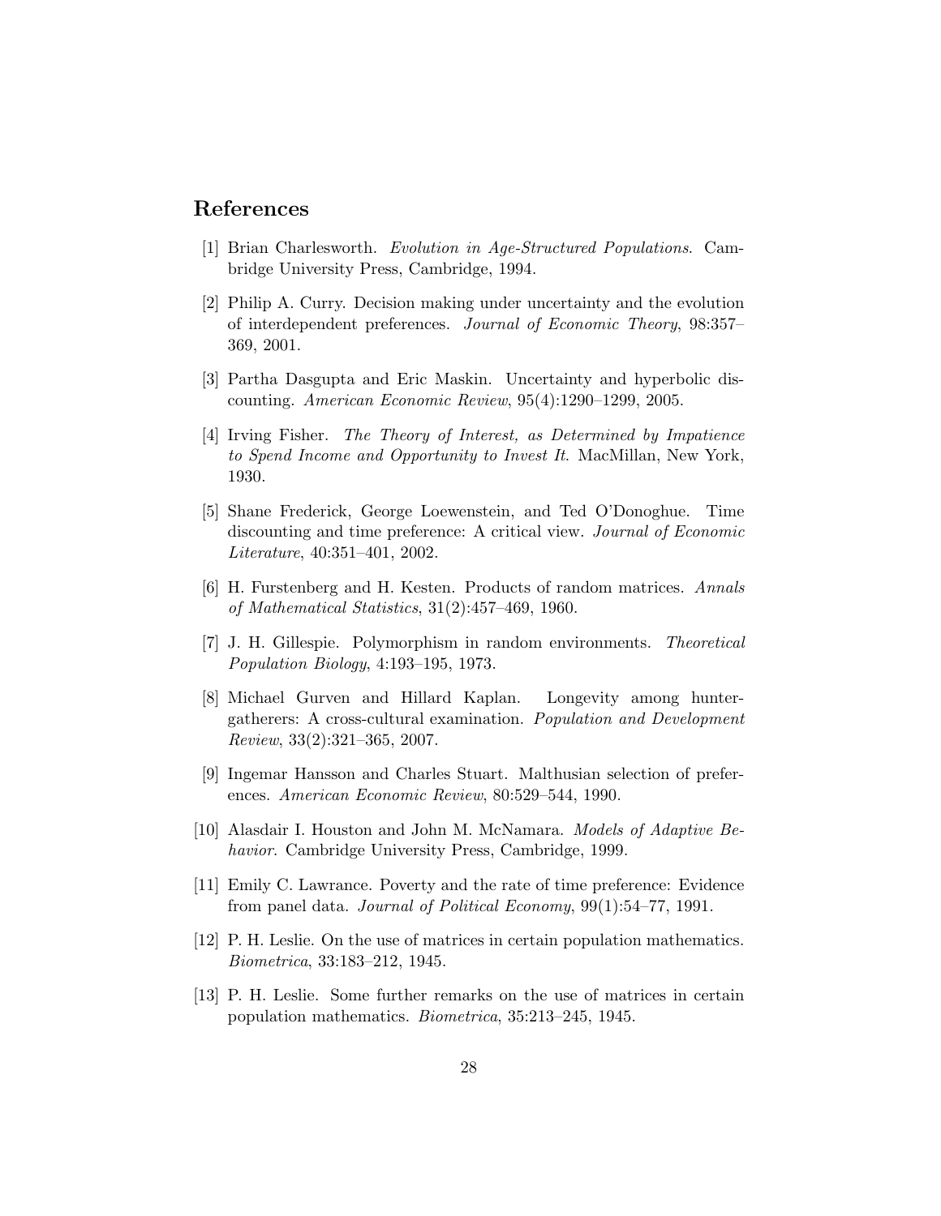## References

[1] Brian Charlesworth. *Evolution in Age-Structured Populations*. Cambridge University Press, Cambridge, 1994.

[2] Philip A. Curry. Decision making under uncertainty and the evolution of interdependent preferences. *Journal of Economic Theory*, 98:357–369, 2001.

[3] Partha Dasgupta and Eric Maskin. Uncertainty and hyperbolic discounting. *American Economic Review*, 95(4):1290–1299, 2005.

[4] Irving Fisher. *The Theory of Interest, as Determined by Impatience to Spend Income and Opportunity to Invest It*. MacMillan, New York, 1930.

[5] Shane Frederick, George Loewenstein, and Ted O'Donoghue. Time discounting and time preference: A critical view. *Journal of Economic Literature*, 40:351–401, 2002.

[6] H. Furstenberg and H. Kesten. Products of random matrices. *Annals of Mathematical Statistics*, 31(2):457–469, 1960.

[7] J. H. Gillespie. Polymorphism in random environments. *Theoretical Population Biology*, 4:193–195, 1973.

[8] Michael Gurven and Hillard Kaplan. Longevity among hunter-gatherers: A cross-cultural examination. *Population and Development Review*, 33(2):321–365, 2007.

[9] Ingemar Hansson and Charles Stuart. Malthusian selection of preferences. *American Economic Review*, 80:529–544, 1990.

[10] Alasdair I. Houston and John M. McNamara. *Models of Adaptive Behavior*. Cambridge University Press, Cambridge, 1999.

[11] Emily C. Lawrance. Poverty and the rate of time preference: Evidence from panel data. *Journal of Political Economy*, 99(1):54–77, 1991.

[12] P. H. Leslie. On the use of matrices in certain population mathematics. *Biometrica*, 33:183–212, 1945.

[13] P. H. Leslie. Some further remarks on the use of matrices in certain population mathematics. *Biometrica*, 35:213–245, 1945.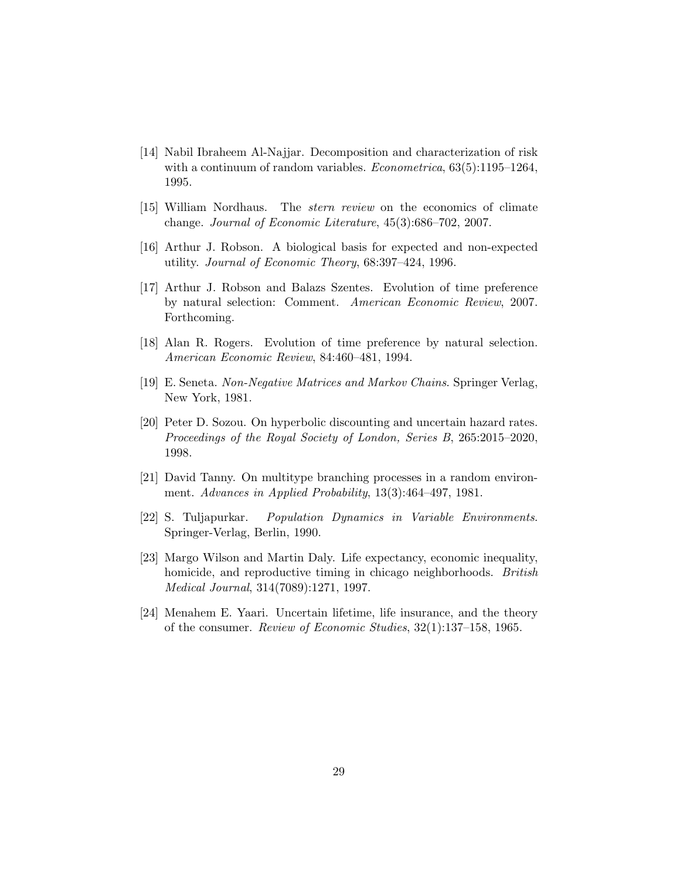[14] Nabil Ibraheem Al-Najjar. Decomposition and characterization of risk with a continuum of random variables. *Econometrica*, 63(5):1195–1264, 1995.

[15] William Nordhaus. The *stern review* on the economics of climate change. *Journal of Economic Literature*, 45(3):686–702, 2007.

[16] Arthur J. Robson. A biological basis for expected and non-expected utility. *Journal of Economic Theory*, 68:397–424, 1996.

[17] Arthur J. Robson and Balazs Szentes. Evolution of time preference by natural selection: Comment. *American Economic Review*, 2007. Forthcoming.

[18] Alan R. Rogers. Evolution of time preference by natural selection. *American Economic Review*, 84:460–481, 1994.

[19] E. Seneta. *Non-Negative Matrices and Markov Chains*. Springer Verlag, New York, 1981.

[20] Peter D. Sozou. On hyperbolic discounting and uncertain hazard rates. *Proceedings of the Royal Society of London, Series B*, 265:2015–2020, 1998.

[21] David Tanny. On multitype branching processes in a random environment. *Advances in Applied Probability*, 13(3):464–497, 1981.

[22] S. Tuljapurkar. *Population Dynamics in Variable Environments*. Springer-Verlag, Berlin, 1990.

[23] Margo Wilson and Martin Daly. Life expectancy, economic inequality, homicide, and reproductive timing in chicago neighborhoods. *British Medical Journal*, 314(7089):1271, 1997.

[24] Menahem E. Yaari. Uncertain lifetime, life insurance, and the theory of the consumer. *Review of Economic Studies*, 32(1):137–158, 1965.